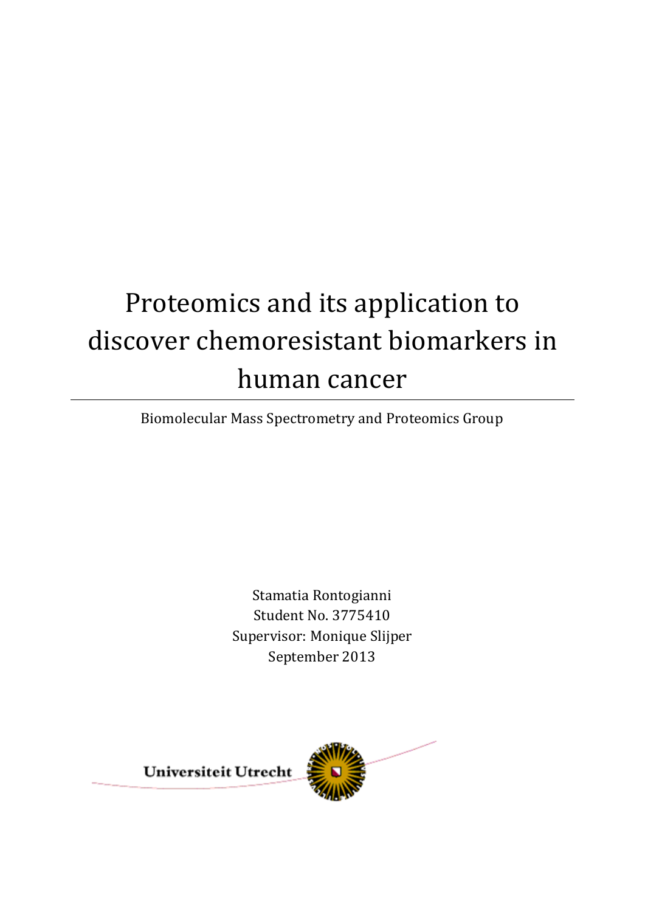# Proteomics and its application to discover chemoresistant biomarkers in human cancer

Biomolecular Mass Spectrometry and Proteomics Group

Stamatia Rontogianni
Student No. 3775410
Supervisor: Monique Slijper
September 2013

Universiteit Utrecht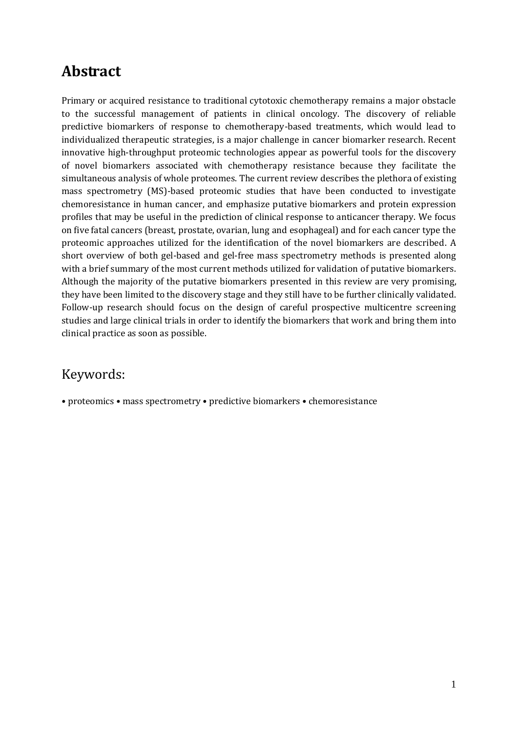# Abstract

Primary or acquired resistance to traditional cytotoxic chemotherapy remains a major obstacle to the successful management of patients in clinical oncology. The discovery of reliable predictive biomarkers of response to chemotherapy-based treatments, which would lead to individualized therapeutic strategies, is a major challenge in cancer biomarker research. Recent innovative high-throughput proteomic technologies appear as powerful tools for the discovery of novel biomarkers associated with chemotherapy resistance because they facilitate the simultaneous analysis of whole proteomes. The current review describes the plethora of existing mass spectrometry (MS)-based proteomic studies that have been conducted to investigate chemoresistance in human cancer, and emphasize putative biomarkers and protein expression profiles that may be useful in the prediction of clinical response to anticancer therapy. We focus on five fatal cancers (breast, prostate, ovarian, lung and esophageal) and for each cancer type the proteomic approaches utilized for the identification of the novel biomarkers are described. A short overview of both gel-based and gel-free mass spectrometry methods is presented along with a brief summary of the most current methods utilized for validation of putative biomarkers. Although the majority of the putative biomarkers presented in this review are very promising, they have been limited to the discovery stage and they still have to be further clinically validated. Follow-up research should focus on the design of careful prospective multicentre screening studies and large clinical trials in order to identify the biomarkers that work and bring them into clinical practice as soon as possible.

## Keywords:

• proteomics • mass spectrometry • predictive biomarkers • chemoresistance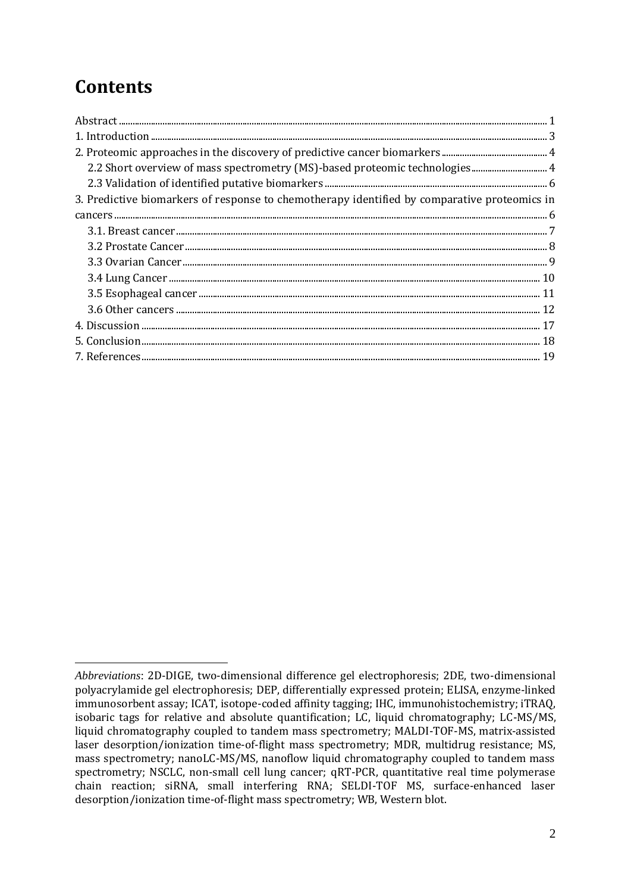# Contents

Abstract ..... 1
1. Introduction ..... 3
2. Proteomic approaches in the discovery of predictive cancer biomarkers ..... 4
   2.2 Short overview of mass spectrometry (MS)-based proteomic technologies ..... 4
   2.3 Validation of identified putative biomarkers ..... 6
3. Predictive biomarkers of response to chemotherapy identified by comparative proteomics in cancers ..... 6
   3.1. Breast cancer ..... 7
   3.2 Prostate Cancer ..... 8
   3.3 Ovarian Cancer ..... 9
   3.4 Lung Cancer ..... 10
   3.5 Esophageal cancer ..... 11
   3.6 Other cancers ..... 12
4. Discussion ..... 17
5. Conclusion ..... 18
7. References ..... 19

*Abbreviations*: 2D-DIGE, two-dimensional difference gel electrophoresis; 2DE, two-dimensional polyacrylamide gel electrophoresis; DEP, differentially expressed protein; ELISA, enzyme-linked immunosorbent assay; ICAT, isotope-coded affinity tagging; IHC, immunohistochemistry; iTRAQ, isobaric tags for relative and absolute quantification; LC, liquid chromatography; LC-MS/MS, liquid chromatography coupled to tandem mass spectrometry; MALDI-TOF-MS, matrix-assisted laser desorption/ionization time-of-flight mass spectrometry; MDR, multidrug resistance; MS, mass spectrometry; nanoLC-MS/MS, nanoflow liquid chromatography coupled to tandem mass spectrometry; NSCLC, non-small cell lung cancer; qRT-PCR, quantitative real time polymerase chain reaction; siRNA, small interfering RNA; SELDI-TOF MS, surface-enhanced laser desorption/ionization time-of-flight mass spectrometry; WB, Western blot.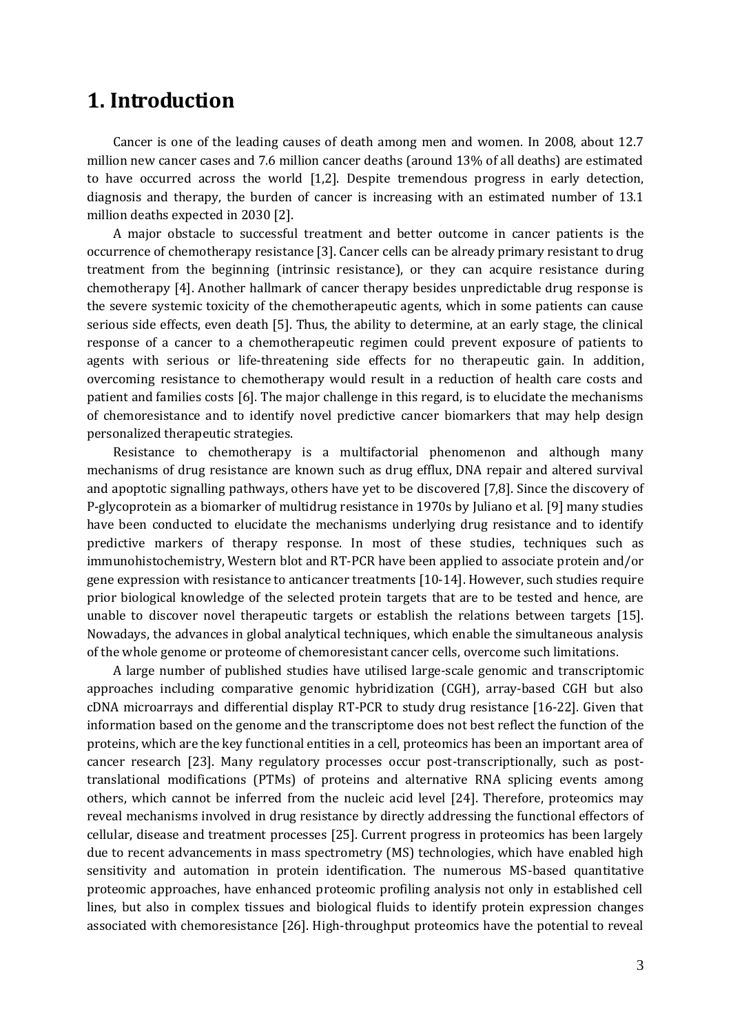# 1. Introduction

Cancer is one of the leading causes of death among men and women. In 2008, about 12.7 million new cancer cases and 7.6 million cancer deaths (around 13% of all deaths) are estimated to have occurred across the world [1,2]. Despite tremendous progress in early detection, diagnosis and therapy, the burden of cancer is increasing with an estimated number of 13.1 million deaths expected in 2030 [2].

A major obstacle to successful treatment and better outcome in cancer patients is the occurrence of chemotherapy resistance [3]. Cancer cells can be already primary resistant to drug treatment from the beginning (intrinsic resistance), or they can acquire resistance during chemotherapy [4]. Another hallmark of cancer therapy besides unpredictable drug response is the severe systemic toxicity of the chemotherapeutic agents, which in some patients can cause serious side effects, even death [5]. Thus, the ability to determine, at an early stage, the clinical response of a cancer to a chemotherapeutic regimen could prevent exposure of patients to agents with serious or life-threatening side effects for no therapeutic gain. In addition, overcoming resistance to chemotherapy would result in a reduction of health care costs and patient and families costs [6]. The major challenge in this regard, is to elucidate the mechanisms of chemoresistance and to identify novel predictive cancer biomarkers that may help design personalized therapeutic strategies.

Resistance to chemotherapy is a multifactorial phenomenon and although many mechanisms of drug resistance are known such as drug efflux, DNA repair and altered survival and apoptotic signalling pathways, others have yet to be discovered [7,8]. Since the discovery of P-glycoprotein as a biomarker of multidrug resistance in 1970s by Juliano et al. [9] many studies have been conducted to elucidate the mechanisms underlying drug resistance and to identify predictive markers of therapy response. In most of these studies, techniques such as immunohistochemistry, Western blot and RT-PCR have been applied to associate protein and/or gene expression with resistance to anticancer treatments [10-14]. However, such studies require prior biological knowledge of the selected protein targets that are to be tested and hence, are unable to discover novel therapeutic targets or establish the relations between targets [15]. Nowadays, the advances in global analytical techniques, which enable the simultaneous analysis of the whole genome or proteome of chemoresistant cancer cells, overcome such limitations.

A large number of published studies have utilised large-scale genomic and transcriptomic approaches including comparative genomic hybridization (CGH), array-based CGH but also cDNA microarrays and differential display RT-PCR to study drug resistance [16-22]. Given that information based on the genome and the transcriptome does not best reflect the function of the proteins, which are the key functional entities in a cell, proteomics has been an important area of cancer research [23]. Many regulatory processes occur post-transcriptionally, such as post-translational modifications (PTMs) of proteins and alternative RNA splicing events among others, which cannot be inferred from the nucleic acid level [24]. Therefore, proteomics may reveal mechanisms involved in drug resistance by directly addressing the functional effectors of cellular, disease and treatment processes [25]. Current progress in proteomics has been largely due to recent advancements in mass spectrometry (MS) technologies, which have enabled high sensitivity and automation in protein identification. The numerous MS-based quantitative proteomic approaches, have enhanced proteomic profiling analysis not only in established cell lines, but also in complex tissues and biological fluids to identify protein expression changes associated with chemoresistance [26]. High-throughput proteomics have the potential to reveal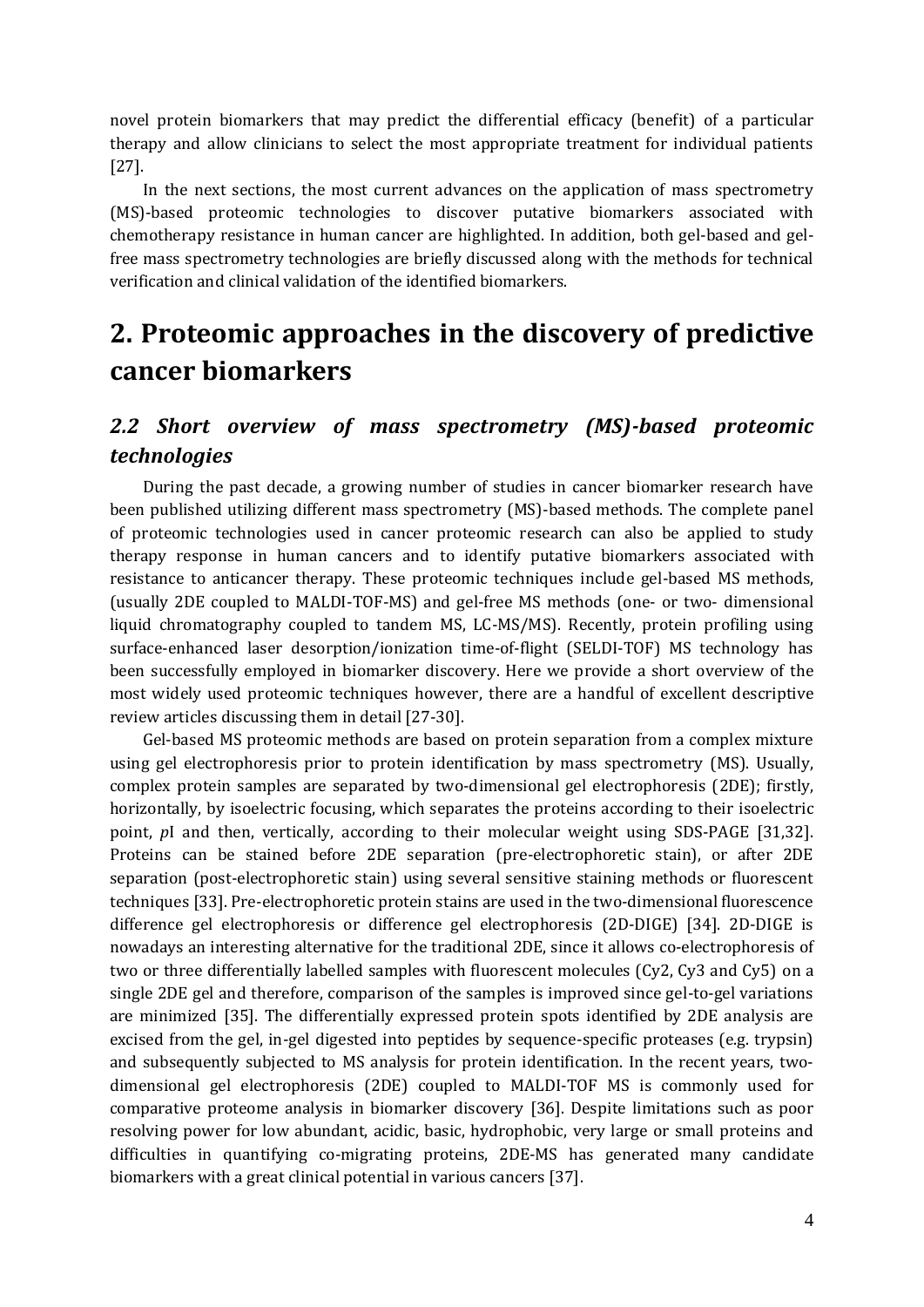novel protein biomarkers that may predict the differential efficacy (benefit) of a particular therapy and allow clinicians to select the most appropriate treatment for individual patients [27].

In the next sections, the most current advances on the application of mass spectrometry (MS)-based proteomic technologies to discover putative biomarkers associated with chemotherapy resistance in human cancer are highlighted. In addition, both gel-based and gel-free mass spectrometry technologies are briefly discussed along with the methods for technical verification and clinical validation of the identified biomarkers.

# 2. Proteomic approaches in the discovery of predictive cancer biomarkers

## *2.2 Short overview of mass spectrometry (MS)-based proteomic technologies*

During the past decade, a growing number of studies in cancer biomarker research have been published utilizing different mass spectrometry (MS)-based methods. The complete panel of proteomic technologies used in cancer proteomic research can also be applied to study therapy response in human cancers and to identify putative biomarkers associated with resistance to anticancer therapy. These proteomic techniques include gel-based MS methods, (usually 2DE coupled to MALDI-TOF-MS) and gel-free MS methods (one- or two- dimensional liquid chromatography coupled to tandem MS, LC-MS/MS). Recently, protein profiling using surface-enhanced laser desorption/ionization time-of-flight (SELDI-TOF) MS technology has been successfully employed in biomarker discovery. Here we provide a short overview of the most widely used proteomic techniques however, there are a handful of excellent descriptive review articles discussing them in detail [27-30].

Gel-based MS proteomic methods are based on protein separation from a complex mixture using gel electrophoresis prior to protein identification by mass spectrometry (MS). Usually, complex protein samples are separated by two-dimensional gel electrophoresis (2DE); firstly, horizontally, by isoelectric focusing, which separates the proteins according to their isoelectric point, *p*I and then, vertically, according to their molecular weight using SDS-PAGE [31,32]. Proteins can be stained before 2DE separation (pre-electrophoretic stain), or after 2DE separation (post-electrophoretic stain) using several sensitive staining methods or fluorescent techniques [33]. Pre-electrophoretic protein stains are used in the two-dimensional fluorescence difference gel electrophoresis or difference gel electrophoresis (2D-DIGE) [34]. 2D-DIGE is nowadays an interesting alternative for the traditional 2DE, since it allows co-electrophoresis of two or three differentially labelled samples with fluorescent molecules (Cy2, Cy3 and Cy5) on a single 2DE gel and therefore, comparison of the samples is improved since gel-to-gel variations are minimized [35]. The differentially expressed protein spots identified by 2DE analysis are excised from the gel, in-gel digested into peptides by sequence-specific proteases (e.g. trypsin) and subsequently subjected to MS analysis for protein identification. In the recent years, two-dimensional gel electrophoresis (2DE) coupled to MALDI-TOF MS is commonly used for comparative proteome analysis in biomarker discovery [36]. Despite limitations such as poor resolving power for low abundant, acidic, basic, hydrophobic, very large or small proteins and difficulties in quantifying co-migrating proteins, 2DE-MS has generated many candidate biomarkers with a great clinical potential in various cancers [37].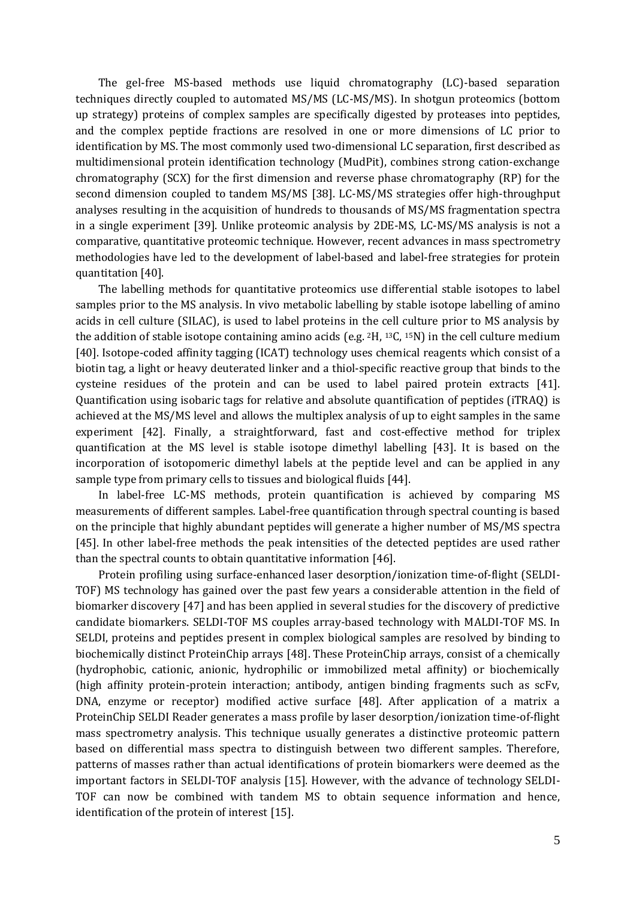The gel-free MS-based methods use liquid chromatography (LC)-based separation techniques directly coupled to automated MS/MS (LC-MS/MS). In shotgun proteomics (bottom up strategy) proteins of complex samples are specifically digested by proteases into peptides, and the complex peptide fractions are resolved in one or more dimensions of LC prior to identification by MS. The most commonly used two-dimensional LC separation, first described as multidimensional protein identification technology (MudPit), combines strong cation-exchange chromatography (SCX) for the first dimension and reverse phase chromatography (RP) for the second dimension coupled to tandem MS/MS [38]. LC-MS/MS strategies offer high-throughput analyses resulting in the acquisition of hundreds to thousands of MS/MS fragmentation spectra in a single experiment [39]. Unlike proteomic analysis by 2DE-MS, LC-MS/MS analysis is not a comparative, quantitative proteomic technique. However, recent advances in mass spectrometry methodologies have led to the development of label-based and label-free strategies for protein quantitation [40].

The labelling methods for quantitative proteomics use differential stable isotopes to label samples prior to the MS analysis. In vivo metabolic labelling by stable isotope labelling of amino acids in cell culture (SILAC), is used to label proteins in the cell culture prior to MS analysis by the addition of stable isotope containing amino acids (e.g. $^{2}H$, $^{13}C$, $^{15}N$) in the cell culture medium [40]. Isotope-coded affinity tagging (ICAT) technology uses chemical reagents which consist of a biotin tag, a light or heavy deuterated linker and a thiol-specific reactive group that binds to the cysteine residues of the protein and can be used to label paired protein extracts [41]. Quantification using isobaric tags for relative and absolute quantification of peptides (iTRAQ) is achieved at the MS/MS level and allows the multiplex analysis of up to eight samples in the same experiment [42]. Finally, a straightforward, fast and cost-effective method for triplex quantification at the MS level is stable isotope dimethyl labelling [43]. It is based on the incorporation of isotopomeric dimethyl labels at the peptide level and can be applied in any sample type from primary cells to tissues and biological fluids [44].

In label-free LC-MS methods, protein quantification is achieved by comparing MS measurements of different samples. Label-free quantification through spectral counting is based on the principle that highly abundant peptides will generate a higher number of MS/MS spectra [45]. In other label-free methods the peak intensities of the detected peptides are used rather than the spectral counts to obtain quantitative information [46].

Protein profiling using surface-enhanced laser desorption/ionization time-of-flight (SELDI-TOF) MS technology has gained over the past few years a considerable attention in the field of biomarker discovery [47] and has been applied in several studies for the discovery of predictive candidate biomarkers. SELDI-TOF MS couples array-based technology with MALDI-TOF MS. In SELDI, proteins and peptides present in complex biological samples are resolved by binding to biochemically distinct ProteinChip arrays [48]. These ProteinChip arrays, consist of a chemically (hydrophobic, cationic, anionic, hydrophilic or immobilized metal affinity) or biochemically (high affinity protein-protein interaction; antibody, antigen binding fragments such as scFv, DNA, enzyme or receptor) modified active surface [48]. After application of a matrix a ProteinChip SELDI Reader generates a mass profile by laser desorption/ionization time-of-flight mass spectrometry analysis. This technique usually generates a distinctive proteomic pattern based on differential mass spectra to distinguish between two different samples. Therefore, patterns of masses rather than actual identifications of protein biomarkers were deemed as the important factors in SELDI-TOF analysis [15]. However, with the advance of technology SELDI-TOF can now be combined with tandem MS to obtain sequence information and hence, identification of the protein of interest [15].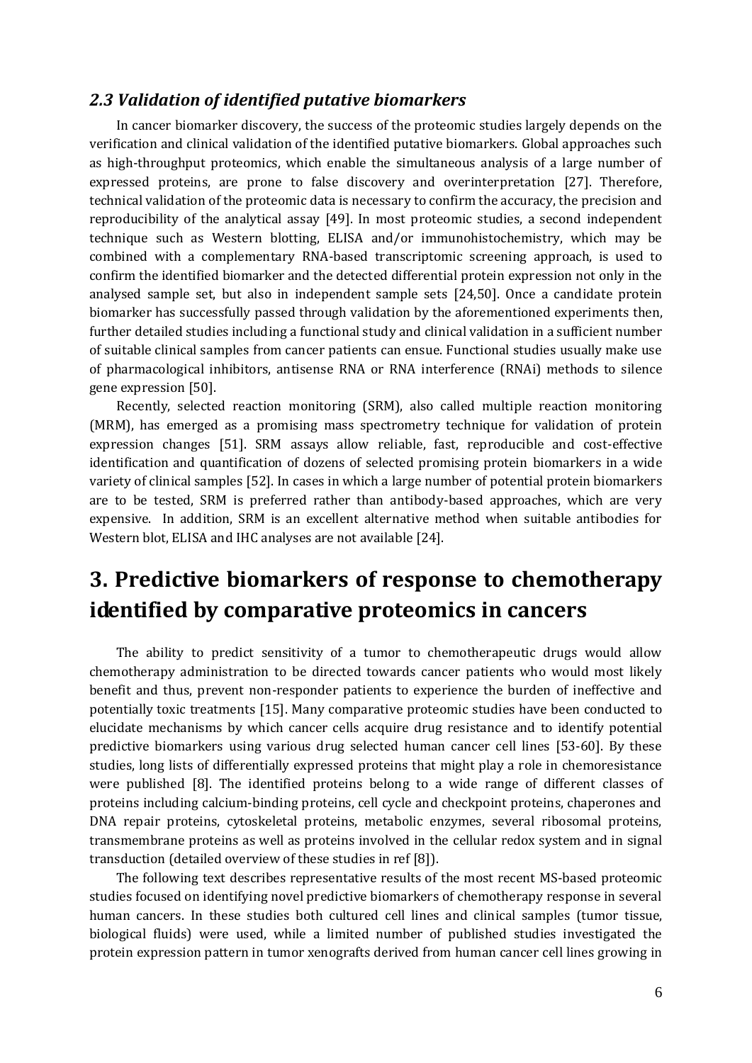### *2.3 Validation of identified putative biomarkers*

In cancer biomarker discovery, the success of the proteomic studies largely depends on the verification and clinical validation of the identified putative biomarkers. Global approaches such as high-throughput proteomics, which enable the simultaneous analysis of a large number of expressed proteins, are prone to false discovery and overinterpretation [27]. Therefore, technical validation of the proteomic data is necessary to confirm the accuracy, the precision and reproducibility of the analytical assay [49]. In most proteomic studies, a second independent technique such as Western blotting, ELISA and/or immunohistochemistry, which may be combined with a complementary RNA-based transcriptomic screening approach, is used to confirm the identified biomarker and the detected differential protein expression not only in the analysed sample set, but also in independent sample sets [24,50]. Once a candidate protein biomarker has successfully passed through validation by the aforementioned experiments then, further detailed studies including a functional study and clinical validation in a sufficient number of suitable clinical samples from cancer patients can ensue. Functional studies usually make use of pharmacological inhibitors, antisense RNA or RNA interference (RNAi) methods to silence gene expression [50].

Recently, selected reaction monitoring (SRM), also called multiple reaction monitoring (MRM), has emerged as a promising mass spectrometry technique for validation of protein expression changes [51]. SRM assays allow reliable, fast, reproducible and cost-effective identification and quantification of dozens of selected promising protein biomarkers in a wide variety of clinical samples [52]. In cases in which a large number of potential protein biomarkers are to be tested, SRM is preferred rather than antibody-based approaches, which are very expensive. In addition, SRM is an excellent alternative method when suitable antibodies for Western blot, ELISA and IHC analyses are not available [24].

# 3. Predictive biomarkers of response to chemotherapy identified by comparative proteomics in cancers

The ability to predict sensitivity of a tumor to chemotherapeutic drugs would allow chemotherapy administration to be directed towards cancer patients who would most likely benefit and thus, prevent non-responder patients to experience the burden of ineffective and potentially toxic treatments [15]. Many comparative proteomic studies have been conducted to elucidate mechanisms by which cancer cells acquire drug resistance and to identify potential predictive biomarkers using various drug selected human cancer cell lines [53-60]. By these studies, long lists of differentially expressed proteins that might play a role in chemoresistance were published [8]. The identified proteins belong to a wide range of different classes of proteins including calcium-binding proteins, cell cycle and checkpoint proteins, chaperones and DNA repair proteins, cytoskeletal proteins, metabolic enzymes, several ribosomal proteins, transmembrane proteins as well as proteins involved in the cellular redox system and in signal transduction (detailed overview of these studies in ref [8]).

The following text describes representative results of the most recent MS-based proteomic studies focused on identifying novel predictive biomarkers of chemotherapy response in several human cancers. In these studies both cultured cell lines and clinical samples (tumor tissue, biological fluids) were used, while a limited number of published studies investigated the protein expression pattern in tumor xenografts derived from human cancer cell lines growing in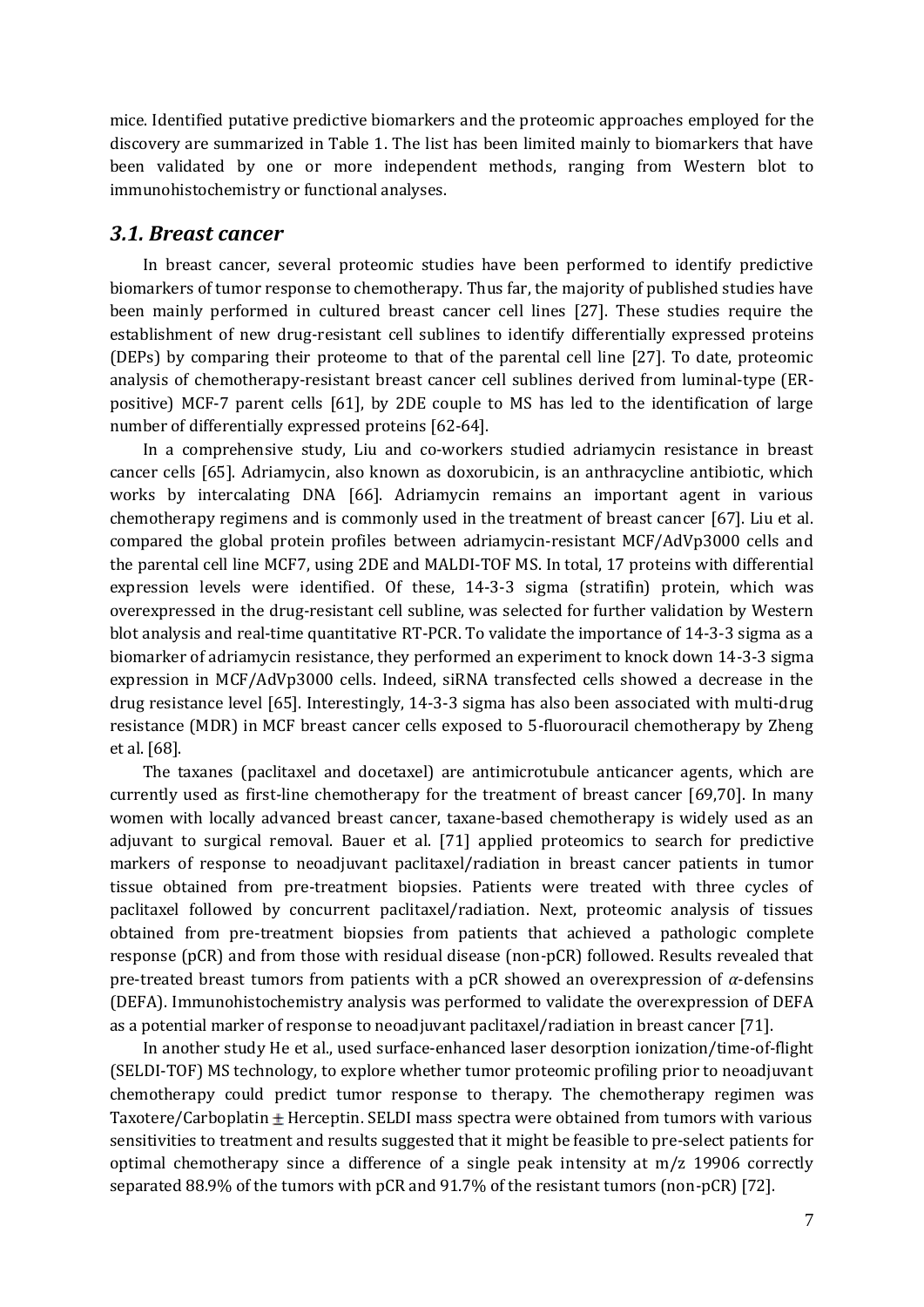mice. Identified putative predictive biomarkers and the proteomic approaches employed for the discovery are summarized in Table 1. The list has been limited mainly to biomarkers that have been validated by one or more independent methods, ranging from Western blot to immunohistochemistry or functional analyses.

### *3.1. Breast cancer*

In breast cancer, several proteomic studies have been performed to identify predictive biomarkers of tumor response to chemotherapy. Thus far, the majority of published studies have been mainly performed in cultured breast cancer cell lines [27]. These studies require the establishment of new drug-resistant cell sublines to identify differentially expressed proteins (DEPs) by comparing their proteome to that of the parental cell line [27]. To date, proteomic analysis of chemotherapy-resistant breast cancer cell sublines derived from luminal-type (ER-positive) MCF-7 parent cells [61], by 2DE couple to MS has led to the identification of large number of differentially expressed proteins [62-64].

In a comprehensive study, Liu and co-workers studied adriamycin resistance in breast cancer cells [65]. Adriamycin, also known as doxorubicin, is an anthracycline antibiotic, which works by intercalating DNA [66]. Adriamycin remains an important agent in various chemotherapy regimens and is commonly used in the treatment of breast cancer [67]. Liu et al. compared the global protein profiles between adriamycin-resistant MCF/AdVp3000 cells and the parental cell line MCF7, using 2DE and MALDI-TOF MS. In total, 17 proteins with differential expression levels were identified. Of these, 14-3-3 sigma (stratifin) protein, which was overexpressed in the drug-resistant cell subline, was selected for further validation by Western blot analysis and real-time quantitative RT-PCR. To validate the importance of 14-3-3 sigma as a biomarker of adriamycin resistance, they performed an experiment to knock down 14-3-3 sigma expression in MCF/AdVp3000 cells. Indeed, siRNA transfected cells showed a decrease in the drug resistance level [65]. Interestingly, 14-3-3 sigma has also been associated with multi-drug resistance (MDR) in MCF breast cancer cells exposed to 5-fluorouracil chemotherapy by Zheng et al. [68].

The taxanes (paclitaxel and docetaxel) are antimicrotubule anticancer agents, which are currently used as first-line chemotherapy for the treatment of breast cancer [69,70]. In many women with locally advanced breast cancer, taxane-based chemotherapy is widely used as an adjuvant to surgical removal. Bauer et al. [71] applied proteomics to search for predictive markers of response to neoadjuvant paclitaxel/radiation in breast cancer patients in tumor tissue obtained from pre-treatment biopsies. Patients were treated with three cycles of paclitaxel followed by concurrent paclitaxel/radiation. Next, proteomic analysis of tissues obtained from pre-treatment biopsies from patients that achieved a pathologic complete response (pCR) and from those with residual disease (non-pCR) followed. Results revealed that pre-treated breast tumors from patients with a pCR showed an overexpression of $\alpha$-defensins (DEFA). Immunohistochemistry analysis was performed to validate the overexpression of DEFA as a potential marker of response to neoadjuvant paclitaxel/radiation in breast cancer [71].

In another study He et al., used surface-enhanced laser desorption ionization/time-of-flight (SELDI-TOF) MS technology, to explore whether tumor proteomic profiling prior to neoadjuvant chemotherapy could predict tumor response to therapy. The chemotherapy regimen was Taxotere/Carboplatin $\pm$ Herceptin. SELDI mass spectra were obtained from tumors with various sensitivities to treatment and results suggested that it might be feasible to pre-select patients for optimal chemotherapy since a difference of a single peak intensity at m/z 19906 correctly separated 88.9% of the tumors with pCR and 91.7% of the resistant tumors (non-pCR) [72].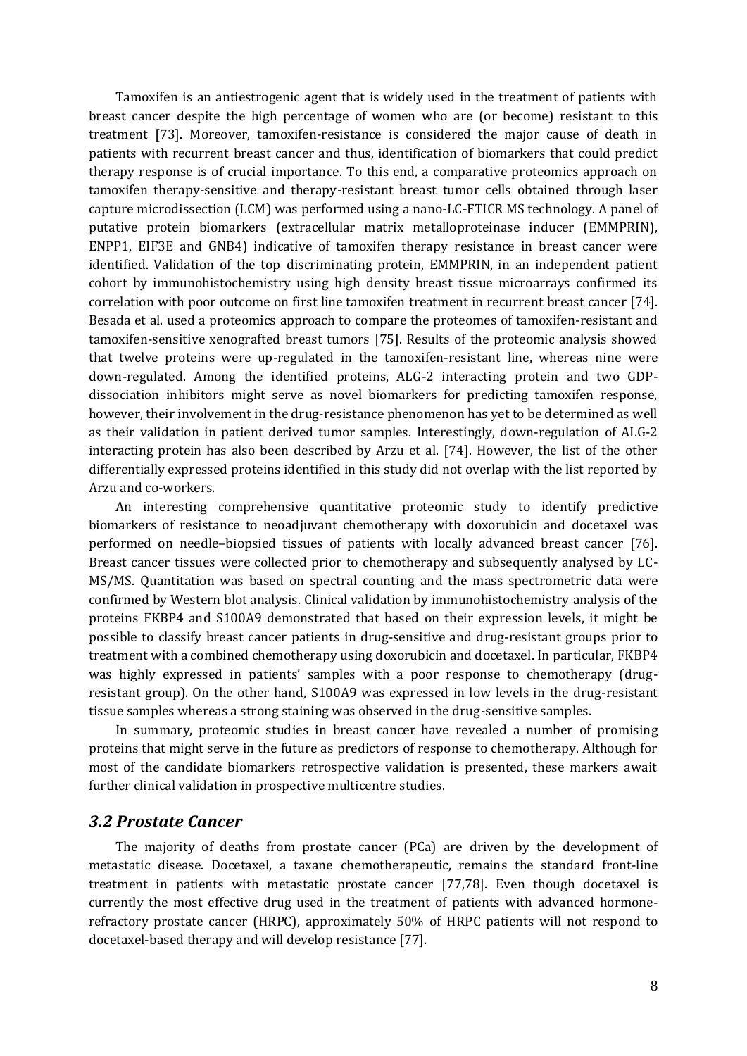Tamoxifen is an antiestrogenic agent that is widely used in the treatment of patients with breast cancer despite the high percentage of women who are (or become) resistant to this treatment [73]. Moreover, tamoxifen-resistance is considered the major cause of death in patients with recurrent breast cancer and thus, identification of biomarkers that could predict therapy response is of crucial importance. To this end, a comparative proteomics approach on tamoxifen therapy-sensitive and therapy-resistant breast tumor cells obtained through laser capture microdissection (LCM) was performed using a nano-LC-FTICR MS technology. A panel of putative protein biomarkers (extracellular matrix metalloproteinase inducer (EMMPRIN), ENPP1, EIF3E and GNB4) indicative of tamoxifen therapy resistance in breast cancer were identified. Validation of the top discriminating protein, EMMPRIN, in an independent patient cohort by immunohistochemistry using high density breast tissue microarrays confirmed its correlation with poor outcome on first line tamoxifen treatment in recurrent breast cancer [74]. Besada et al. used a proteomics approach to compare the proteomes of tamoxifen-resistant and tamoxifen-sensitive xenografted breast tumors [75]. Results of the proteomic analysis showed that twelve proteins were up-regulated in the tamoxifen-resistant line, whereas nine were down-regulated. Among the identified proteins, ALG-2 interacting protein and two GDP-dissociation inhibitors might serve as novel biomarkers for predicting tamoxifen response, however, their involvement in the drug-resistance phenomenon has yet to be determined as well as their validation in patient derived tumor samples. Interestingly, down-regulation of ALG-2 interacting protein has also been described by Arzu et al. [74]. However, the list of the other differentially expressed proteins identified in this study did not overlap with the list reported by Arzu and co-workers.

An interesting comprehensive quantitative proteomic study to identify predictive biomarkers of resistance to neoadjuvant chemotherapy with doxorubicin and docetaxel was performed on needle–biopsied tissues of patients with locally advanced breast cancer [76]. Breast cancer tissues were collected prior to chemotherapy and subsequently analysed by LC-MS/MS. Quantitation was based on spectral counting and the mass spectrometric data were confirmed by Western blot analysis. Clinical validation by immunohistochemistry analysis of the proteins FKBP4 and S100A9 demonstrated that based on their expression levels, it might be possible to classify breast cancer patients in drug-sensitive and drug-resistant groups prior to treatment with a combined chemotherapy using doxorubicin and docetaxel. In particular, FKBP4 was highly expressed in patients' samples with a poor response to chemotherapy (drug-resistant group). On the other hand, S100A9 was expressed in low levels in the drug-resistant tissue samples whereas a strong staining was observed in the drug-sensitive samples.

In summary, proteomic studies in breast cancer have revealed a number of promising proteins that might serve in the future as predictors of response to chemotherapy. Although for most of the candidate biomarkers retrospective validation is presented, these markers await further clinical validation in prospective multicentre studies.

### *3.2 Prostate Cancer*

The majority of deaths from prostate cancer (PCa) are driven by the development of metastatic disease. Docetaxel, a taxane chemotherapeutic, remains the standard front-line treatment in patients with metastatic prostate cancer [77,78]. Even though docetaxel is currently the most effective drug used in the treatment of patients with advanced hormone-refractory prostate cancer (HRPC), approximately 50% of HRPC patients will not respond to docetaxel-based therapy and will develop resistance [77].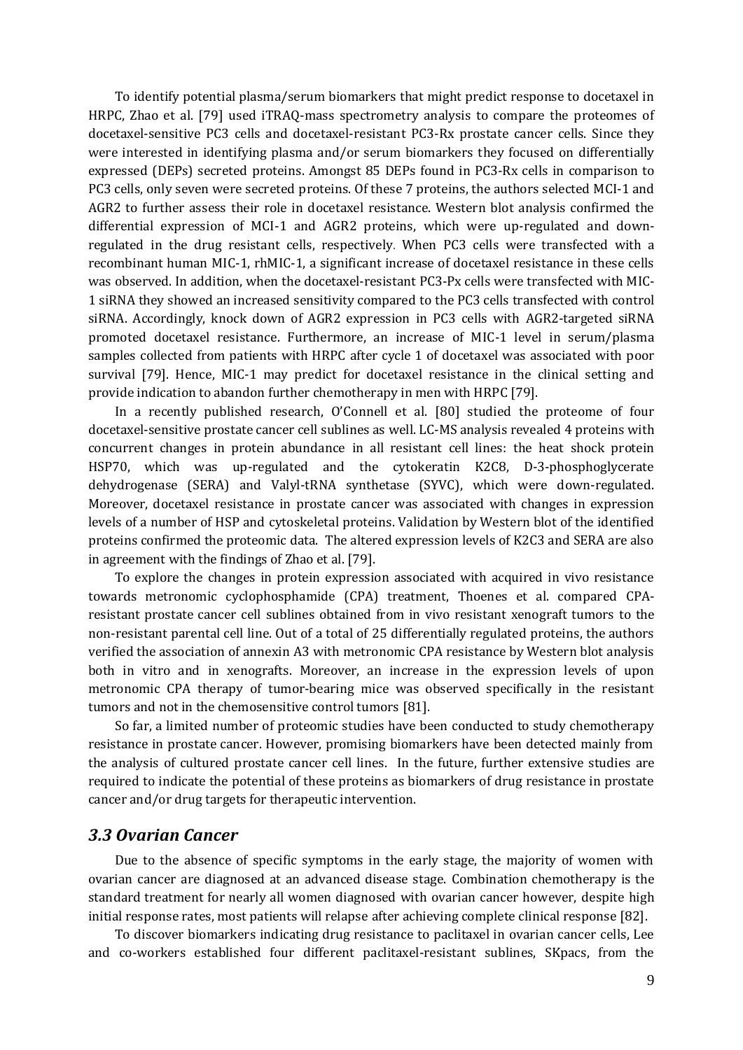To identify potential plasma/serum biomarkers that might predict response to docetaxel in HRPC, Zhao et al. [79] used iTRAQ-mass spectrometry analysis to compare the proteomes of docetaxel-sensitive PC3 cells and docetaxel-resistant PC3-Rx prostate cancer cells. Since they were interested in identifying plasma and/or serum biomarkers they focused on differentially expressed (DEPs) secreted proteins. Amongst 85 DEPs found in PC3-Rx cells in comparison to PC3 cells, only seven were secreted proteins. Of these 7 proteins, the authors selected MCI-1 and AGR2 to further assess their role in docetaxel resistance. Western blot analysis confirmed the differential expression of MCI-1 and AGR2 proteins, which were up-regulated and down-regulated in the drug resistant cells, respectively. When PC3 cells were transfected with a recombinant human MIC-1, rhMIC-1, a significant increase of docetaxel resistance in these cells was observed. In addition, when the docetaxel-resistant PC3-Px cells were transfected with MIC-1 siRNA they showed an increased sensitivity compared to the PC3 cells transfected with control siRNA. Accordingly, knock down of AGR2 expression in PC3 cells with AGR2-targeted siRNA promoted docetaxel resistance. Furthermore, an increase of MIC-1 level in serum/plasma samples collected from patients with HRPC after cycle 1 of docetaxel was associated with poor survival [79]. Hence, MIC-1 may predict for docetaxel resistance in the clinical setting and provide indication to abandon further chemotherapy in men with HRPC [79].

In a recently published research, O'Connell et al. [80] studied the proteome of four docetaxel-sensitive prostate cancer cell sublines as well. LC-MS analysis revealed 4 proteins with concurrent changes in protein abundance in all resistant cell lines: the heat shock protein HSP70, which was up-regulated and the cytokeratin K2C8, D-3-phosphoglycerate dehydrogenase (SERA) and Valyl-tRNA synthetase (SYVC), which were down-regulated. Moreover, docetaxel resistance in prostate cancer was associated with changes in expression levels of a number of HSP and cytoskeletal proteins. Validation by Western blot of the identified proteins confirmed the proteomic data. The altered expression levels of K2C3 and SERA are also in agreement with the findings of Zhao et al. [79].

To explore the changes in protein expression associated with acquired in vivo resistance towards metronomic cyclophosphamide (CPA) treatment, Thoenes et al. compared CPA-resistant prostate cancer cell sublines obtained from in vivo resistant xenograft tumors to the non-resistant parental cell line. Out of a total of 25 differentially regulated proteins, the authors verified the association of annexin A3 with metronomic CPA resistance by Western blot analysis both in vitro and in xenografts. Moreover, an increase in the expression levels of upon metronomic CPA therapy of tumor-bearing mice was observed specifically in the resistant tumors and not in the chemosensitive control tumors [81].

So far, a limited number of proteomic studies have been conducted to study chemotherapy resistance in prostate cancer. However, promising biomarkers have been detected mainly from the analysis of cultured prostate cancer cell lines. In the future, further extensive studies are required to indicate the potential of these proteins as biomarkers of drug resistance in prostate cancer and/or drug targets for therapeutic intervention.

## *3.3 Ovarian Cancer*

Due to the absence of specific symptoms in the early stage, the majority of women with ovarian cancer are diagnosed at an advanced disease stage. Combination chemotherapy is the standard treatment for nearly all women diagnosed with ovarian cancer however, despite high initial response rates, most patients will relapse after achieving complete clinical response [82].

To discover biomarkers indicating drug resistance to paclitaxel in ovarian cancer cells, Lee and co-workers established four different paclitaxel-resistant sublines, SKpacs, from the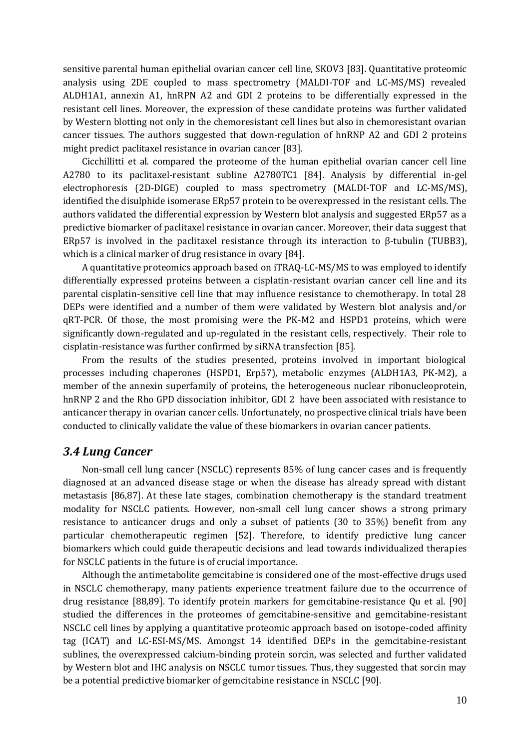sensitive parental human epithelial ovarian cancer cell line, SKOV3 [83]. Quantitative proteomic analysis using 2DE coupled to mass spectrometry (MALDI-TOF and LC-MS/MS) revealed ALDH1A1, annexin A1, hnRPN A2 and GDI 2 proteins to be differentially expressed in the resistant cell lines. Moreover, the expression of these candidate proteins was further validated by Western blotting not only in the chemoresistant cell lines but also in chemoresistant ovarian cancer tissues. The authors suggested that down-regulation of hnRNP A2 and GDI 2 proteins might predict paclitaxel resistance in ovarian cancer [83].

Cicchillitti et al. compared the proteome of the human epithelial ovarian cancer cell line A2780 to its paclitaxel-resistant subline A2780TC1 [84]. Analysis by differential in-gel electrophoresis (2D-DIGE) coupled to mass spectrometry (MALDI-TOF and LC-MS/MS), identified the disulphide isomerase ERp57 protein to be overexpressed in the resistant cells. The authors validated the differential expression by Western blot analysis and suggested ERp57 as a predictive biomarker of paclitaxel resistance in ovarian cancer. Moreover, their data suggest that ERp57 is involved in the paclitaxel resistance through its interaction to β-tubulin (TUBB3), which is a clinical marker of drug resistance in ovary [84].

A quantitative proteomics approach based on iTRAQ-LC-MS/MS to was employed to identify differentially expressed proteins between a cisplatin-resistant ovarian cancer cell line and its parental cisplatin-sensitive cell line that may influence resistance to chemotherapy. In total 28 DEPs were identified and a number of them were validated by Western blot analysis and/or qRT-PCR. Of those, the most promising were the PK-M2 and HSPD1 proteins, which were significantly down-regulated and up-regulated in the resistant cells, respectively. Their role to cisplatin-resistance was further confirmed by siRNA transfection [85].

From the results of the studies presented, proteins involved in important biological processes including chaperones (HSPD1, Erp57), metabolic enzymes (ALDH1A3, PK-M2), a member of the annexin superfamily of proteins, the heterogeneous nuclear ribonucleoprotein, hnRNP 2 and the Rho GPD dissociation inhibitor, GDI 2 have been associated with resistance to anticancer therapy in ovarian cancer cells. Unfortunately, no prospective clinical trials have been conducted to clinically validate the value of these biomarkers in ovarian cancer patients.

### *3.4 Lung Cancer*

Non-small cell lung cancer (NSCLC) represents 85% of lung cancer cases and is frequently diagnosed at an advanced disease stage or when the disease has already spread with distant metastasis [86,87]. At these late stages, combination chemotherapy is the standard treatment modality for NSCLC patients. However, non-small cell lung cancer shows a strong primary resistance to anticancer drugs and only a subset of patients (30 to 35%) benefit from any particular chemotherapeutic regimen [52]. Therefore, to identify predictive lung cancer biomarkers which could guide therapeutic decisions and lead towards individualized therapies for NSCLC patients in the future is of crucial importance.

Although the antimetabolite gemcitabine is considered one of the most-effective drugs used in NSCLC chemotherapy, many patients experience treatment failure due to the occurrence of drug resistance [88,89]. To identify protein markers for gemcitabine-resistance Qu et al. [90] studied the differences in the proteomes of gemcitabine-sensitive and gemcitabine-resistant NSCLC cell lines by applying a quantitative proteomic approach based on isotope-coded affinity tag (ICAT) and LC-ESI-MS/MS. Amongst 14 identified DEPs in the gemcitabine-resistant sublines, the overexpressed calcium-binding protein sorcin, was selected and further validated by Western blot and IHC analysis on NSCLC tumor tissues. Thus, they suggested that sorcin may be a potential predictive biomarker of gemcitabine resistance in NSCLC [90].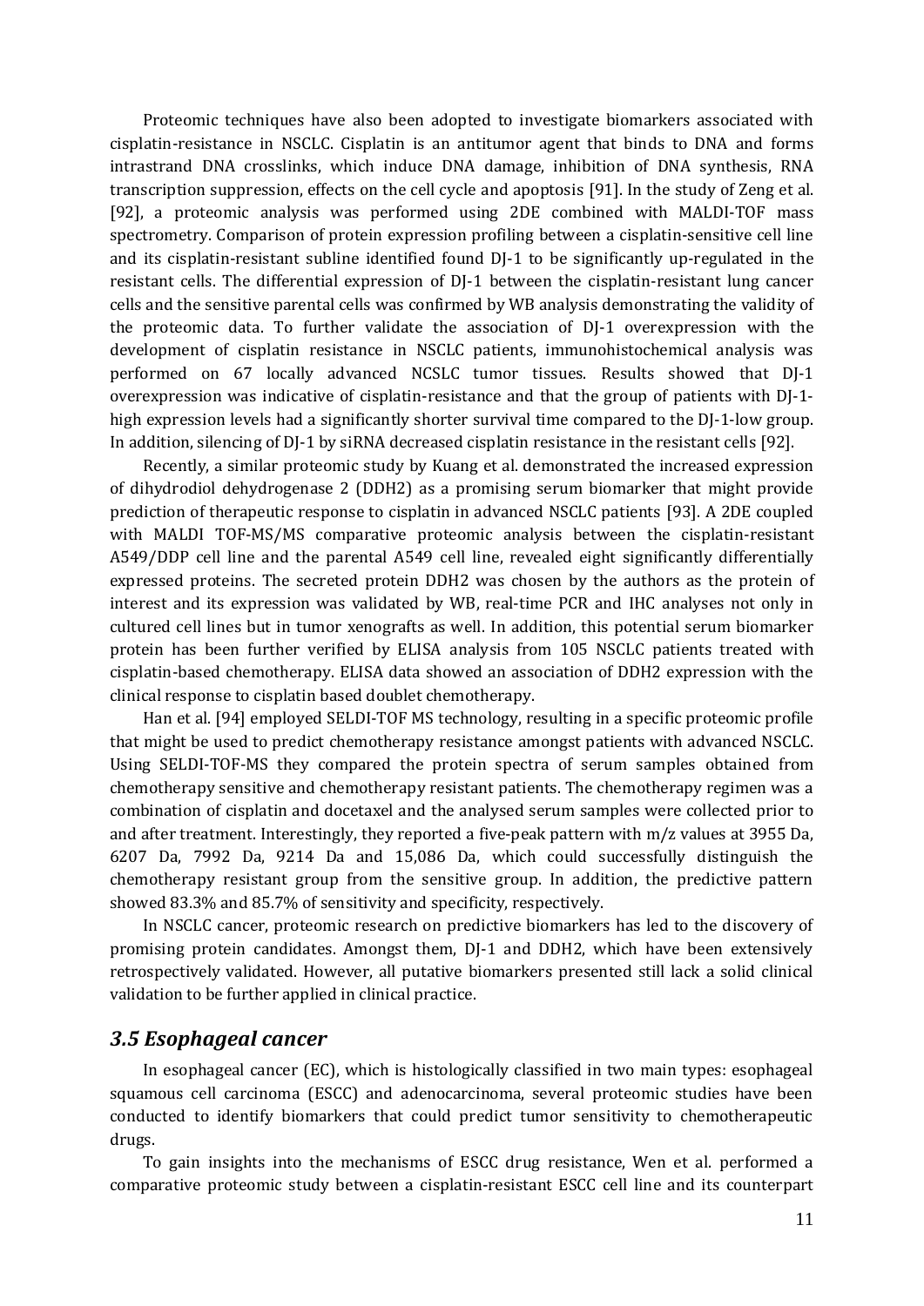Proteomic techniques have also been adopted to investigate biomarkers associated with cisplatin-resistance in NSCLC. Cisplatin is an antitumor agent that binds to DNA and forms intrastrand DNA crosslinks, which induce DNA damage, inhibition of DNA synthesis, RNA transcription suppression, effects on the cell cycle and apoptosis [91]. In the study of Zeng et al. [92], a proteomic analysis was performed using 2DE combined with MALDI-TOF mass spectrometry. Comparison of protein expression profiling between a cisplatin-sensitive cell line and its cisplatin-resistant subline identified found DJ-1 to be significantly up-regulated in the resistant cells. The differential expression of DJ-1 between the cisplatin-resistant lung cancer cells and the sensitive parental cells was confirmed by WB analysis demonstrating the validity of the proteomic data. To further validate the association of DJ-1 overexpression with the development of cisplatin resistance in NSCLC patients, immunohistochemical analysis was performed on 67 locally advanced NCSLC tumor tissues. Results showed that DJ-1 overexpression was indicative of cisplatin-resistance and that the group of patients with DJ-1-high expression levels had a significantly shorter survival time compared to the DJ-1-low group. In addition, silencing of DJ-1 by siRNA decreased cisplatin resistance in the resistant cells [92].

Recently, a similar proteomic study by Kuang et al. demonstrated the increased expression of dihydrodiol dehydrogenase 2 (DDH2) as a promising serum biomarker that might provide prediction of therapeutic response to cisplatin in advanced NSCLC patients [93]. A 2DE coupled with MALDI TOF-MS/MS comparative proteomic analysis between the cisplatin-resistant A549/DDP cell line and the parental A549 cell line, revealed eight significantly differentially expressed proteins. The secreted protein DDH2 was chosen by the authors as the protein of interest and its expression was validated by WB, real-time PCR and IHC analyses not only in cultured cell lines but in tumor xenografts as well. In addition, this potential serum biomarker protein has been further verified by ELISA analysis from 105 NSCLC patients treated with cisplatin-based chemotherapy. ELISA data showed an association of DDH2 expression with the clinical response to cisplatin based doublet chemotherapy.

Han et al. [94] employed SELDI-TOF MS technology, resulting in a specific proteomic profile that might be used to predict chemotherapy resistance amongst patients with advanced NSCLC. Using SELDI-TOF-MS they compared the protein spectra of serum samples obtained from chemotherapy sensitive and chemotherapy resistant patients. The chemotherapy regimen was a combination of cisplatin and docetaxel and the analysed serum samples were collected prior to and after treatment. Interestingly, they reported a five-peak pattern with m/z values at 3955 Da, 6207 Da, 7992 Da, 9214 Da and 15,086 Da, which could successfully distinguish the chemotherapy resistant group from the sensitive group. In addition, the predictive pattern showed 83.3% and 85.7% of sensitivity and specificity, respectively.

In NSCLC cancer, proteomic research on predictive biomarkers has led to the discovery of promising protein candidates. Amongst them, DJ-1 and DDH2, which have been extensively retrospectively validated. However, all putative biomarkers presented still lack a solid clinical validation to be further applied in clinical practice.

### *3.5 Esophageal cancer*

In esophageal cancer (EC), which is histologically classified in two main types: esophageal squamous cell carcinoma (ESCC) and adenocarcinoma, several proteomic studies have been conducted to identify biomarkers that could predict tumor sensitivity to chemotherapeutic drugs.

To gain insights into the mechanisms of ESCC drug resistance, Wen et al. performed a comparative proteomic study between a cisplatin-resistant ESCC cell line and its counterpart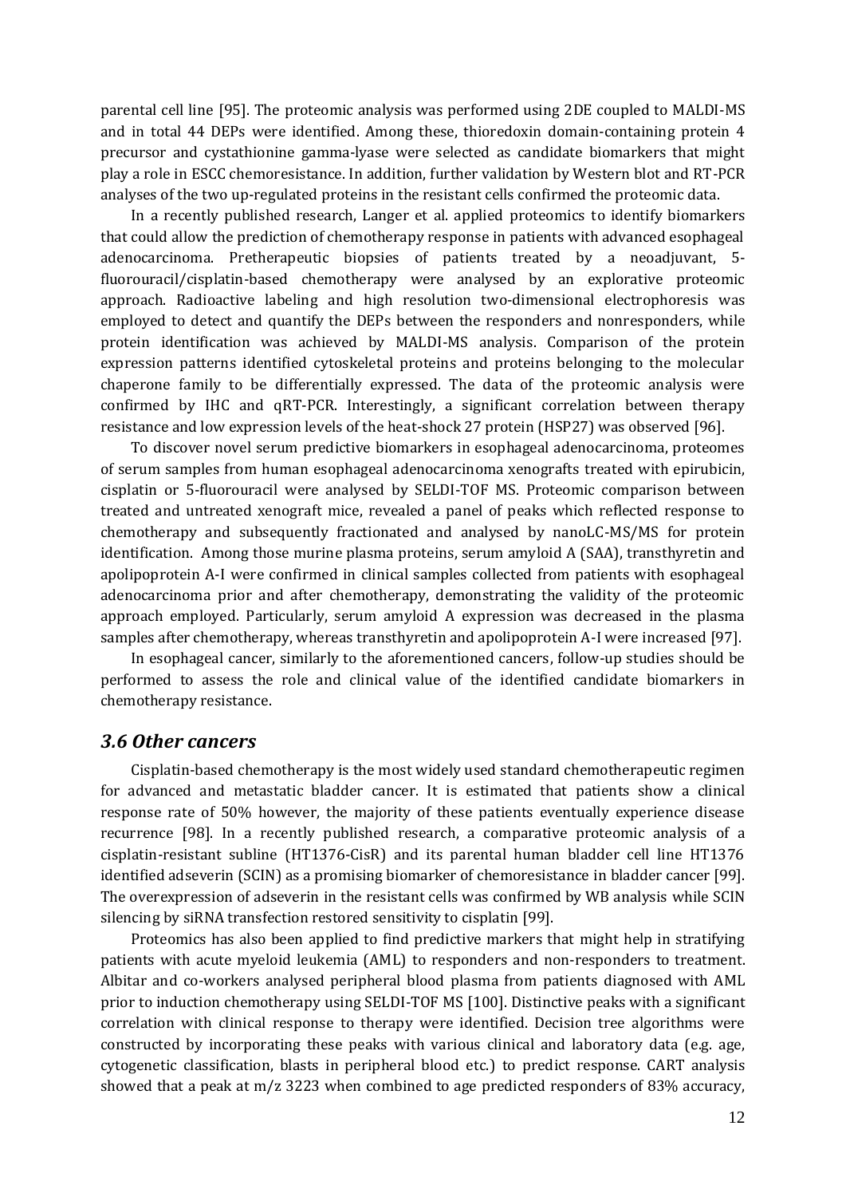parental cell line [95]. The proteomic analysis was performed using 2DE coupled to MALDI-MS and in total 44 DEPs were identified. Among these, thioredoxin domain-containing protein 4 precursor and cystathionine gamma-lyase were selected as candidate biomarkers that might play a role in ESCC chemoresistance. In addition, further validation by Western blot and RT-PCR analyses of the two up-regulated proteins in the resistant cells confirmed the proteomic data.

In a recently published research, Langer et al. applied proteomics to identify biomarkers that could allow the prediction of chemotherapy response in patients with advanced esophageal adenocarcinoma. Pretherapeutic biopsies of patients treated by a neoadjuvant, 5-fluorouracil/cisplatin-based chemotherapy were analysed by an explorative proteomic approach. Radioactive labeling and high resolution two-dimensional electrophoresis was employed to detect and quantify the DEPs between the responders and nonresponders, while protein identification was achieved by MALDI-MS analysis. Comparison of the protein expression patterns identified cytoskeletal proteins and proteins belonging to the molecular chaperone family to be differentially expressed. The data of the proteomic analysis were confirmed by IHC and qRT-PCR. Interestingly, a significant correlation between therapy resistance and low expression levels of the heat-shock 27 protein (HSP27) was observed [96].

To discover novel serum predictive biomarkers in esophageal adenocarcinoma, proteomes of serum samples from human esophageal adenocarcinoma xenografts treated with epirubicin, cisplatin or 5-fluorouracil were analysed by SELDI-TOF MS. Proteomic comparison between treated and untreated xenograft mice, revealed a panel of peaks which reflected response to chemotherapy and subsequently fractionated and analysed by nanoLC-MS/MS for protein identification. Among those murine plasma proteins, serum amyloid A (SAA), transthyretin and apolipoprotein A-I were confirmed in clinical samples collected from patients with esophageal adenocarcinoma prior and after chemotherapy, demonstrating the validity of the proteomic approach employed. Particularly, serum amyloid A expression was decreased in the plasma samples after chemotherapy, whereas transthyretin and apolipoprotein A-I were increased [97].

In esophageal cancer, similarly to the aforementioned cancers, follow-up studies should be performed to assess the role and clinical value of the identified candidate biomarkers in chemotherapy resistance.

## *3.6 Other cancers*

Cisplatin-based chemotherapy is the most widely used standard chemotherapeutic regimen for advanced and metastatic bladder cancer. It is estimated that patients show a clinical response rate of 50% however, the majority of these patients eventually experience disease recurrence [98]. In a recently published research, a comparative proteomic analysis of a cisplatin-resistant subline (HT1376-CisR) and its parental human bladder cell line HT1376 identified adseverin (SCIN) as a promising biomarker of chemoresistance in bladder cancer [99]. The overexpression of adseverin in the resistant cells was confirmed by WB analysis while SCIN silencing by siRNA transfection restored sensitivity to cisplatin [99].

Proteomics has also been applied to find predictive markers that might help in stratifying patients with acute myeloid leukemia (AML) to responders and non-responders to treatment. Albitar and co-workers analysed peripheral blood plasma from patients diagnosed with AML prior to induction chemotherapy using SELDI-TOF MS [100]. Distinctive peaks with a significant correlation with clinical response to therapy were identified. Decision tree algorithms were constructed by incorporating these peaks with various clinical and laboratory data (e.g. age, cytogenetic classification, blasts in peripheral blood etc.) to predict response. CART analysis showed that a peak at m/z 3223 when combined to age predicted responders of 83% accuracy,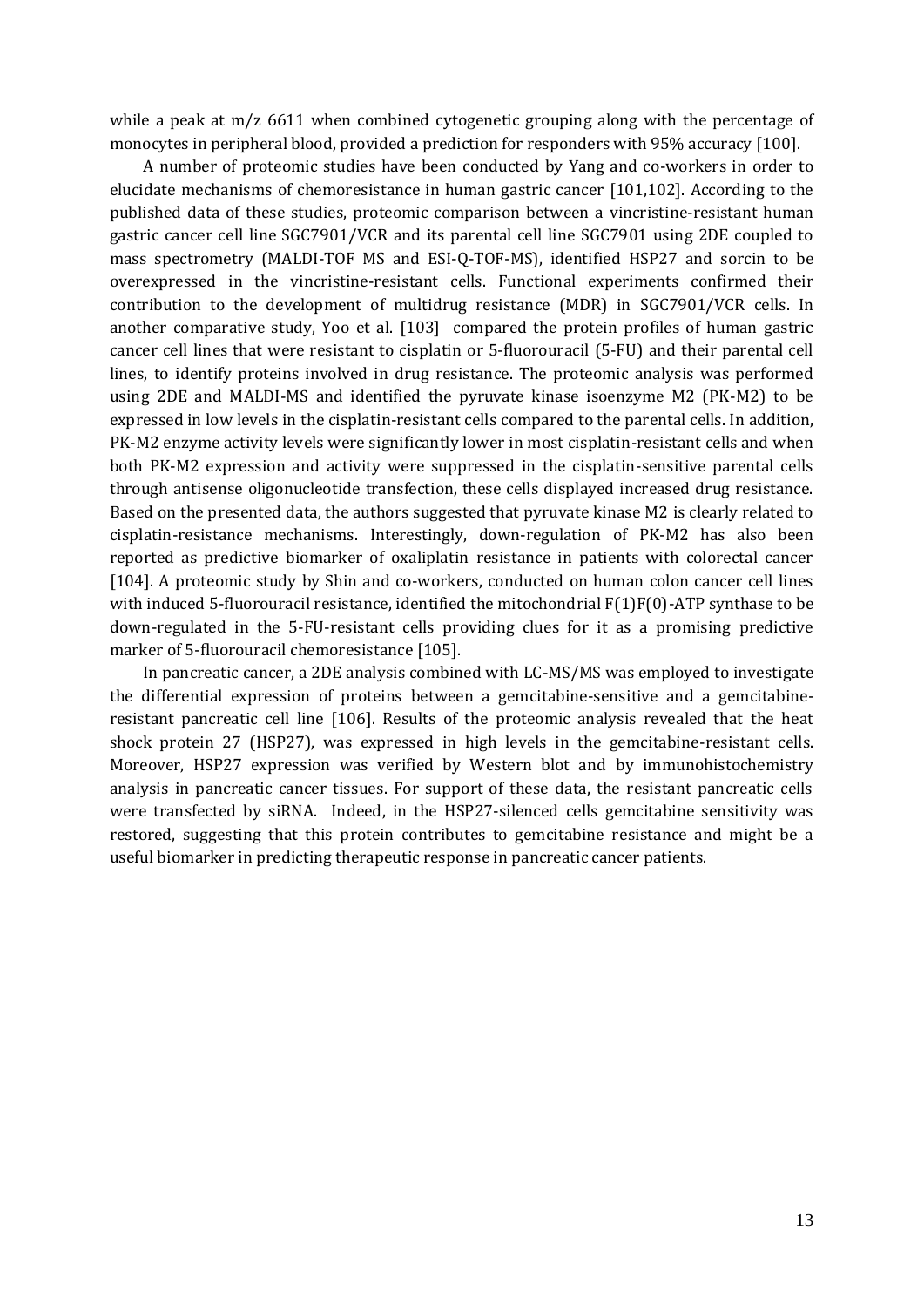while a peak at m/z 6611 when combined cytogenetic grouping along with the percentage of monocytes in peripheral blood, provided a prediction for responders with 95% accuracy [100].

A number of proteomic studies have been conducted by Yang and co-workers in order to elucidate mechanisms of chemoresistance in human gastric cancer [101,102]. According to the published data of these studies, proteomic comparison between a vincristine-resistant human gastric cancer cell line SGC7901/VCR and its parental cell line SGC7901 using 2DE coupled to mass spectrometry (MALDI-TOF MS and ESI-Q-TOF-MS), identified HSP27 and sorcin to be overexpressed in the vincristine-resistant cells. Functional experiments confirmed their contribution to the development of multidrug resistance (MDR) in SGC7901/VCR cells. In another comparative study, Yoo et al. [103] compared the protein profiles of human gastric cancer cell lines that were resistant to cisplatin or 5-fluorouracil (5-FU) and their parental cell lines, to identify proteins involved in drug resistance. The proteomic analysis was performed using 2DE and MALDI-MS and identified the pyruvate kinase isoenzyme M2 (PK-M2) to be expressed in low levels in the cisplatin-resistant cells compared to the parental cells. In addition, PK-M2 enzyme activity levels were significantly lower in most cisplatin-resistant cells and when both PK-M2 expression and activity were suppressed in the cisplatin-sensitive parental cells through antisense oligonucleotide transfection, these cells displayed increased drug resistance. Based on the presented data, the authors suggested that pyruvate kinase M2 is clearly related to cisplatin-resistance mechanisms. Interestingly, down-regulation of PK-M2 has also been reported as predictive biomarker of oxaliplatin resistance in patients with colorectal cancer [104]. A proteomic study by Shin and co-workers, conducted on human colon cancer cell lines with induced 5-fluorouracil resistance, identified the mitochondrial F(1)F(0)-ATP synthase to be down-regulated in the 5-FU-resistant cells providing clues for it as a promising predictive marker of 5-fluorouracil chemoresistance [105].

In pancreatic cancer, a 2DE analysis combined with LC-MS/MS was employed to investigate the differential expression of proteins between a gemcitabine-sensitive and a gemcitabine-resistant pancreatic cell line [106]. Results of the proteomic analysis revealed that the heat shock protein 27 (HSP27), was expressed in high levels in the gemcitabine-resistant cells. Moreover, HSP27 expression was verified by Western blot and by immunohistochemistry analysis in pancreatic cancer tissues. For support of these data, the resistant pancreatic cells were transfected by siRNA. Indeed, in the HSP27-silenced cells gemcitabine sensitivity was restored, suggesting that this protein contributes to gemcitabine resistance and might be a useful biomarker in predicting therapeutic response in pancreatic cancer patients.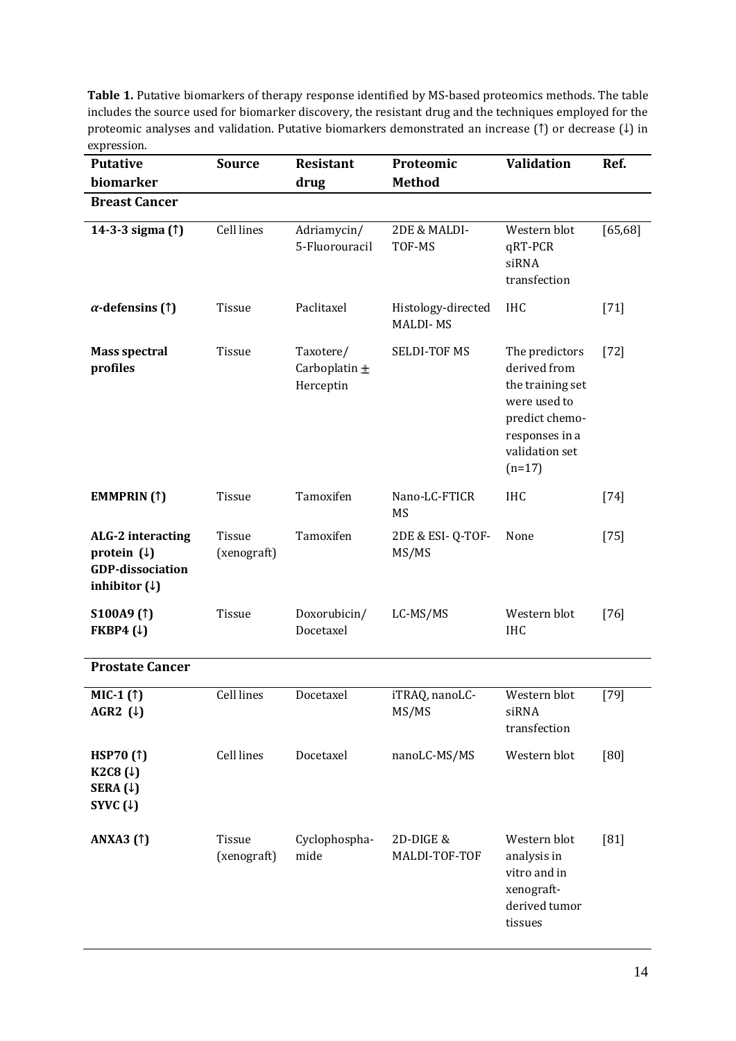**Table 1.** Putative biomarkers of therapy response identified by MS-based proteomics methods. The table includes the source used for biomarker discovery, the resistant drug and the techniques employed for the proteomic analyses and validation. Putative biomarkers demonstrated an increase (↑) or decrease (↓) in expression.

| Putative biomarker | Source | Resistant drug | Proteomic Method | Validation | Ref. |
|---|---|---|---|---|---|
| **Breast Cancer** | | | | | |
| **14-3-3 sigma (↑)** | Cell lines | Adriamycin/ 5-Fluorouracil | 2DE & MALDI-TOF-MS | Western blot qRT-PCR siRNA transfection | [65,68] |
| ***α*-defensins (↑)** | Tissue | Paclitaxel | Histology-directed MALDI- MS | IHC | [71] |
| **Mass spectral profiles** | Tissue | Taxotere/ Carboplatin ± Herceptin | SELDI-TOF MS | The predictors derived from the training set were used to predict chemo-responses in a validation set (n=17) | [72] |
| **EMMPRIN (↑)** | Tissue | Tamoxifen | Nano-LC-FTICR MS | IHC | [74] |
| **ALG-2 interacting protein (↓) GDP-dissociation inhibitor (↓)** | Tissue (xenograft) | Tamoxifen | 2DE & ESI- Q-TOF-MS/MS | None | [75] |
| **S100A9 (↑) FKBP4 (↓)** | Tissue | Doxorubicin/ Docetaxel | LC-MS/MS | Western blot IHC | [76] |
| **Prostate Cancer** | | | | | |
| **MIC-1 (↑) AGR2 (↓)** | Cell lines | Docetaxel | iTRAQ, nanoLC-MS/MS | Western blot siRNA transfection | [79] |
| **HSP70 (↑) K2C8 (↓) SERA (↓) SYVC (↓)** | Cell lines | Docetaxel | nanoLC-MS/MS | Western blot | [80] |
| **ANXA3 (↑)** | Tissue (xenograft) | Cyclophospha-mide | 2D-DIGE & MALDI-TOF-TOF | Western blot analysis in vitro and in xenograft-derived tumor tissues | [81] |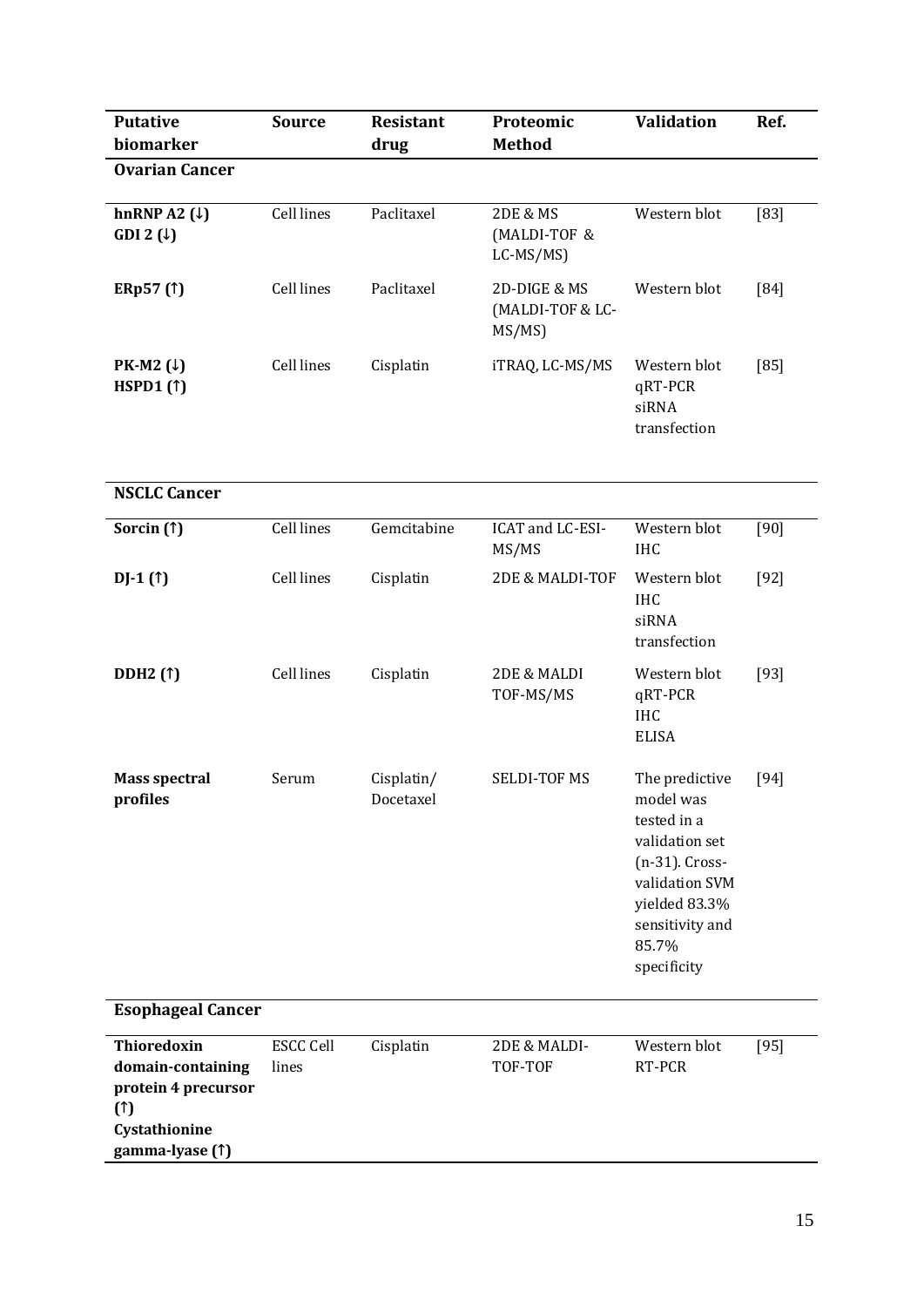| Putative biomarker | Source | Resistant drug | Proteomic Method | Validation | Ref. |
|---|---|---|---|---|---|
| **Ovarian Cancer** | | | | | |
| **hnRNP A2 (↓)**<br>**GDI 2 (↓)** | Cell lines | Paclitaxel | 2DE & MS (MALDI-TOF & LC-MS/MS) | Western blot | [83] |
| **ERp57 (↑)** | Cell lines | Paclitaxel | 2D-DIGE & MS (MALDI-TOF & LC-MS/MS) | Western blot | [84] |
| **PK-M2 (↓)**<br>**HSPD1 (↑)** | Cell lines | Cisplatin | iTRAQ, LC-MS/MS | Western blot<br>qRT-PCR<br>siRNA transfection | [85] |
| **NSCLC Cancer** | | | | | |
| **Sorcin (↑)** | Cell lines | Gemcitabine | ICAT and LC-ESI-MS/MS | Western blot<br>IHC | [90] |
| **DJ-1 (↑)** | Cell lines | Cisplatin | 2DE & MALDI-TOF | Western blot<br>IHC<br>siRNA transfection | [92] |
| **DDH2 (↑)** | Cell lines | Cisplatin | 2DE & MALDI TOF-MS/MS | Western blot<br>qRT-PCR<br>IHC<br>ELISA | [93] |
| **Mass spectral profiles** | Serum | Cisplatin/ Docetaxel | SELDI-TOF MS | The predictive model was tested in a validation set (n-31). Cross-validation SVM yielded 83.3% sensitivity and 85.7% specificity | [94] |
| **Esophageal Cancer** | | | | | |
| **Thioredoxin domain-containing protein 4 precursor (↑)**<br>**Cystathionine gamma-lyase (↑)** | ESCC Cell lines | Cisplatin | 2DE & MALDI-TOF-TOF | Western blot<br>RT-PCR | [95] |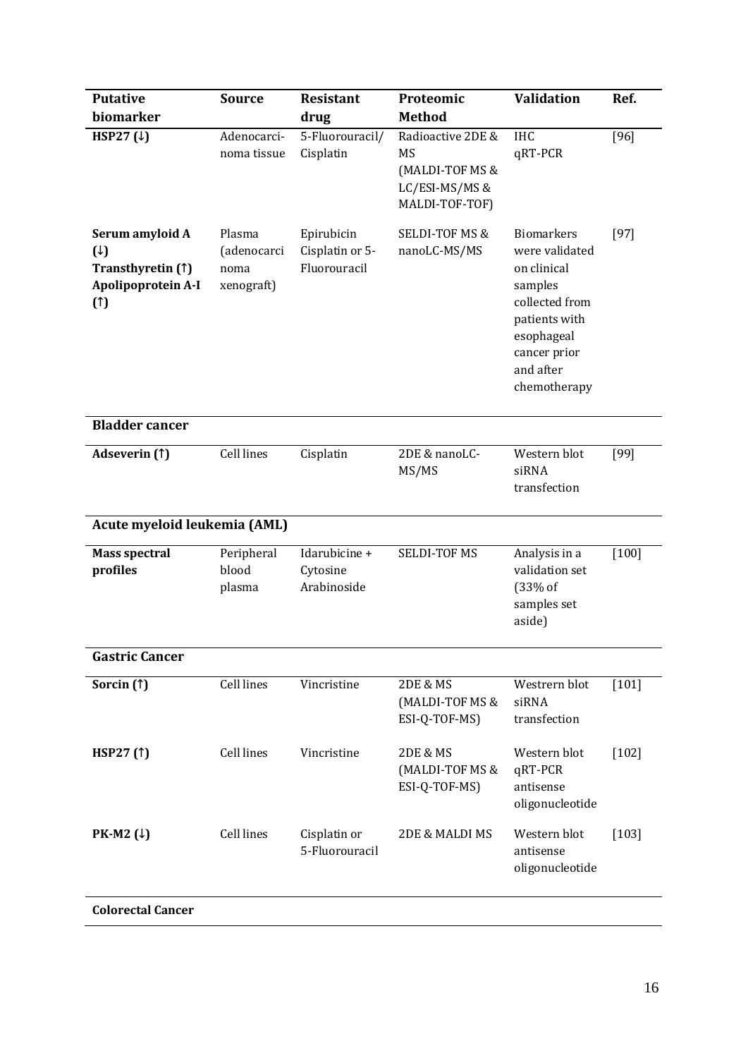| Putative biomarker | Source | Resistant drug | Proteomic Method | Validation | Ref. |
|---|---|---|---|---|---|
| **HSP27 (↓)** | Adenocarcinoma tissue | 5-Fluorouracil/ Cisplatin | Radioactive 2DE & MS (MALDI-TOF MS & LC/ESI-MS/MS & MALDI-TOF-TOF) | IHC qRT-PCR | [96] |
| **Serum amyloid A (↓) Transthyretin (↑) Apolipoprotein A-I (↑)** | Plasma (adenocarcinoma xenograft) | Epirubicin Cisplatin or 5-Fluorouracil | SELDI-TOF MS & nanoLC-MS/MS | Biomarkers were validated on clinical samples collected from patients with esophageal cancer prior and after chemotherapy | [97] |
| **Bladder cancer** | | | | | |
| **Adseverin (↑)** | Cell lines | Cisplatin | 2DE & nanoLC-MS/MS | Western blot siRNA transfection | [99] |
| **Acute myeloid leukemia (AML)** | | | | | |
| **Mass spectral profiles** | Peripheral blood plasma | Idarubicine + Cytosine Arabinoside | SELDI-TOF MS | Analysis in a validation set (33% of samples set aside) | [100] |
| **Gastric Cancer** | | | | | |
| **Sorcin (↑)** | Cell lines | Vincristine | 2DE & MS (MALDI-TOF MS & ESI-Q-TOF-MS) | Westrern blot siRNA transfection | [101] |
| **HSP27 (↑)** | Cell lines | Vincristine | 2DE & MS (MALDI-TOF MS & ESI-Q-TOF-MS) | Western blot qRT-PCR antisense oligonucleotide | [102] |
| **PK-M2 (↓)** | Cell lines | Cisplatin or 5-Fluorouracil | 2DE & MALDI MS | Western blot antisense oligonucleotide | [103] |
| **Colorectal Cancer** | | | | | |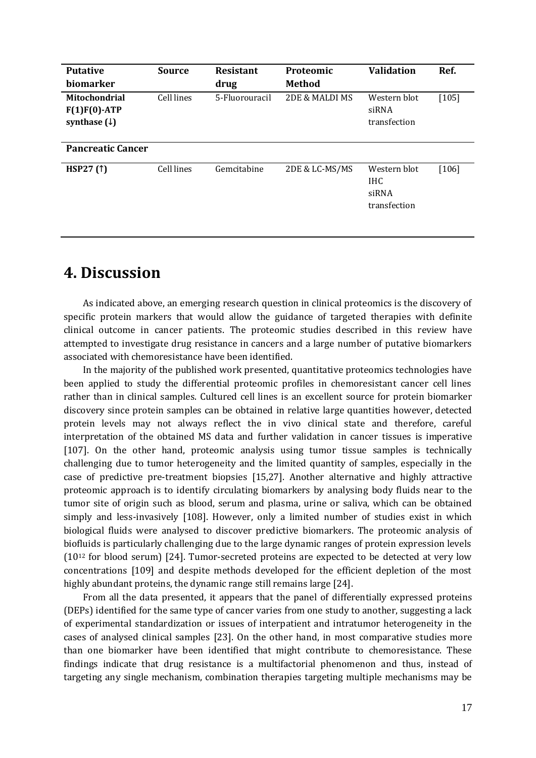| Putative biomarker | Source | Resistant drug | Proteomic Method | Validation | Ref. |
|---|---|---|---|---|---|
| **Mitochondrial F(1)F(0)-ATP synthase (↓)** | Cell lines | 5-Fluorouracil | 2DE & MALDI MS | Western blot siRNA transfection | [105] |
| **Pancreatic Cancer** | | | | | |
| **HSP27 (↑)** | Cell lines | Gemcitabine | 2DE & LC-MS/MS | Western blot IHC siRNA transfection | [106] |

# 4. Discussion

As indicated above, an emerging research question in clinical proteomics is the discovery of specific protein markers that would allow the guidance of targeted therapies with definite clinical outcome in cancer patients. The proteomic studies described in this review have attempted to investigate drug resistance in cancers and a large number of putative biomarkers associated with chemoresistance have been identified.

In the majority of the published work presented, quantitative proteomics technologies have been applied to study the differential proteomic profiles in chemoresistant cancer cell lines rather than in clinical samples. Cultured cell lines is an excellent source for protein biomarker discovery since protein samples can be obtained in relative large quantities however, detected protein levels may not always reflect the in vivo clinical state and therefore, careful interpretation of the obtained MS data and further validation in cancer tissues is imperative [107]. On the other hand, proteomic analysis using tumor tissue samples is technically challenging due to tumor heterogeneity and the limited quantity of samples, especially in the case of predictive pre-treatment biopsies [15,27]. Another alternative and highly attractive proteomic approach is to identify circulating biomarkers by analysing body fluids near to the tumor site of origin such as blood, serum and plasma, urine or saliva, which can be obtained simply and less-invasively [108]. However, only a limited number of studies exist in which biological fluids were analysed to discover predictive biomarkers. The proteomic analysis of biofluids is particularly challenging due to the large dynamic ranges of protein expression levels ($10^{12}$ for blood serum) [24]. Tumor-secreted proteins are expected to be detected at very low concentrations [109] and despite methods developed for the efficient depletion of the most highly abundant proteins, the dynamic range still remains large [24].

From all the data presented, it appears that the panel of differentially expressed proteins (DEPs) identified for the same type of cancer varies from one study to another, suggesting a lack of experimental standardization or issues of interpatient and intratumor heterogeneity in the cases of analysed clinical samples [23]. On the other hand, in most comparative studies more than one biomarker have been identified that might contribute to chemoresistance. These findings indicate that drug resistance is a multifactorial phenomenon and thus, instead of targeting any single mechanism, combination therapies targeting multiple mechanisms may be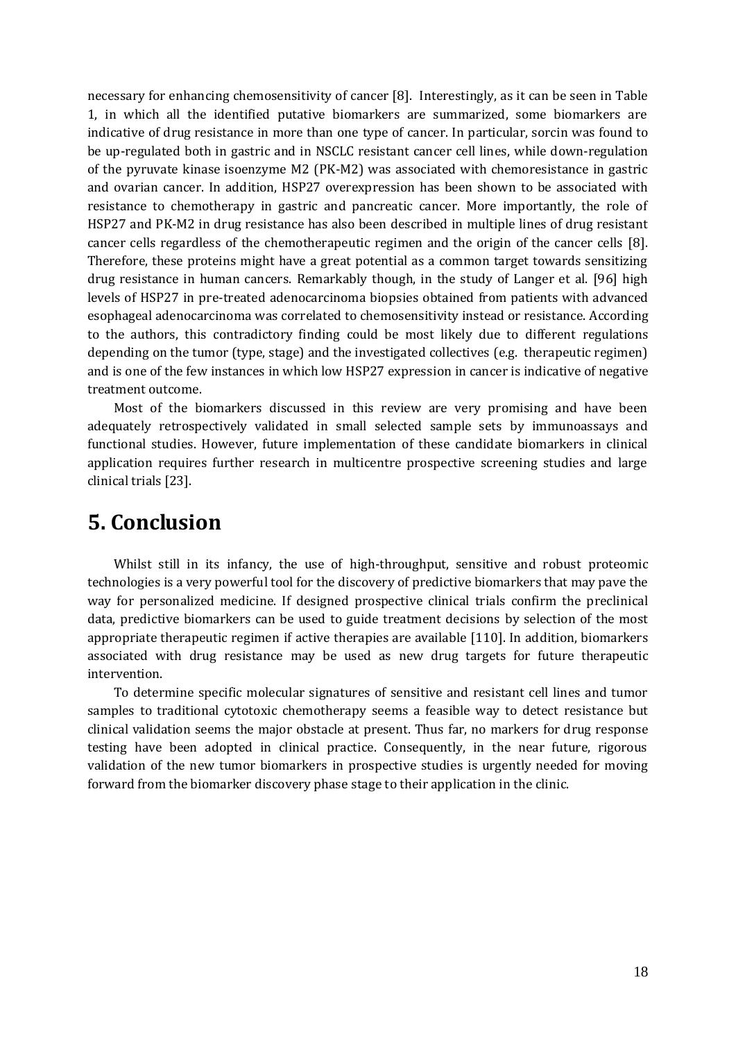necessary for enhancing chemosensitivity of cancer [8]. Interestingly, as it can be seen in Table 1, in which all the identified putative biomarkers are summarized, some biomarkers are indicative of drug resistance in more than one type of cancer. In particular, sorcin was found to be up-regulated both in gastric and in NSCLC resistant cancer cell lines, while down-regulation of the pyruvate kinase isoenzyme M2 (PK-M2) was associated with chemoresistance in gastric and ovarian cancer. In addition, HSP27 overexpression has been shown to be associated with resistance to chemotherapy in gastric and pancreatic cancer. More importantly, the role of HSP27 and PK-M2 in drug resistance has also been described in multiple lines of drug resistant cancer cells regardless of the chemotherapeutic regimen and the origin of the cancer cells [8]. Therefore, these proteins might have a great potential as a common target towards sensitizing drug resistance in human cancers. Remarkably though, in the study of Langer et al. [96] high levels of HSP27 in pre-treated adenocarcinoma biopsies obtained from patients with advanced esophageal adenocarcinoma was correlated to chemosensitivity instead or resistance. According to the authors, this contradictory finding could be most likely due to different regulations depending on the tumor (type, stage) and the investigated collectives (e.g. therapeutic regimen) and is one of the few instances in which low HSP27 expression in cancer is indicative of negative treatment outcome.

Most of the biomarkers discussed in this review are very promising and have been adequately retrospectively validated in small selected sample sets by immunoassays and functional studies. However, future implementation of these candidate biomarkers in clinical application requires further research in multicentre prospective screening studies and large clinical trials [23].

# 5. Conclusion

Whilst still in its infancy, the use of high-throughput, sensitive and robust proteomic technologies is a very powerful tool for the discovery of predictive biomarkers that may pave the way for personalized medicine. If designed prospective clinical trials confirm the preclinical data, predictive biomarkers can be used to guide treatment decisions by selection of the most appropriate therapeutic regimen if active therapies are available [110]. In addition, biomarkers associated with drug resistance may be used as new drug targets for future therapeutic intervention.

To determine specific molecular signatures of sensitive and resistant cell lines and tumor samples to traditional cytotoxic chemotherapy seems a feasible way to detect resistance but clinical validation seems the major obstacle at present. Thus far, no markers for drug response testing have been adopted in clinical practice. Consequently, in the near future, rigorous validation of the new tumor biomarkers in prospective studies is urgently needed for moving forward from the biomarker discovery phase stage to their application in the clinic.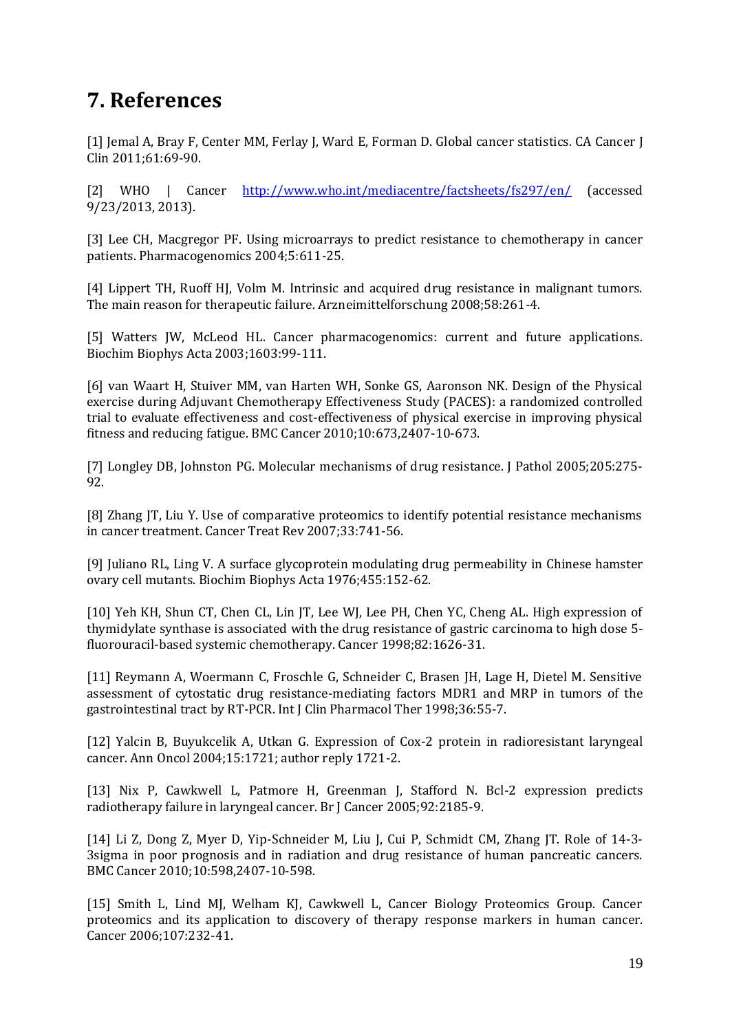# 7. References

[1] Jemal A, Bray F, Center MM, Ferlay J, Ward E, Forman D. Global cancer statistics. CA Cancer J Clin 2011;61:69-90.

[2] WHO | Cancer http://www.who.int/mediacentre/factsheets/fs297/en/ (accessed 9/23/2013, 2013).

[3] Lee CH, Macgregor PF. Using microarrays to predict resistance to chemotherapy in cancer patients. Pharmacogenomics 2004;5:611-25.

[4] Lippert TH, Ruoff HJ, Volm M. Intrinsic and acquired drug resistance in malignant tumors. The main reason for therapeutic failure. Arzneimittelforschung 2008;58:261-4.

[5] Watters JW, McLeod HL. Cancer pharmacogenomics: current and future applications. Biochim Biophys Acta 2003;1603:99-111.

[6] van Waart H, Stuiver MM, van Harten WH, Sonke GS, Aaronson NK. Design of the Physical exercise during Adjuvant Chemotherapy Effectiveness Study (PACES): a randomized controlled trial to evaluate effectiveness and cost-effectiveness of physical exercise in improving physical fitness and reducing fatigue. BMC Cancer 2010;10:673,2407-10-673.

[7] Longley DB, Johnston PG. Molecular mechanisms of drug resistance. J Pathol 2005;205:275-92.

[8] Zhang JT, Liu Y. Use of comparative proteomics to identify potential resistance mechanisms in cancer treatment. Cancer Treat Rev 2007;33:741-56.

[9] Juliano RL, Ling V. A surface glycoprotein modulating drug permeability in Chinese hamster ovary cell mutants. Biochim Biophys Acta 1976;455:152-62.

[10] Yeh KH, Shun CT, Chen CL, Lin JT, Lee WJ, Lee PH, Chen YC, Cheng AL. High expression of thymidylate synthase is associated with the drug resistance of gastric carcinoma to high dose 5-fluorouracil-based systemic chemotherapy. Cancer 1998;82:1626-31.

[11] Reymann A, Woermann C, Froschle G, Schneider C, Brasen JH, Lage H, Dietel M. Sensitive assessment of cytostatic drug resistance-mediating factors MDR1 and MRP in tumors of the gastrointestinal tract by RT-PCR. Int J Clin Pharmacol Ther 1998;36:55-7.

[12] Yalcin B, Buyukcelik A, Utkan G. Expression of Cox-2 protein in radioresistant laryngeal cancer. Ann Oncol 2004;15:1721; author reply 1721-2.

[13] Nix P, Cawkwell L, Patmore H, Greenman J, Stafford N. Bcl-2 expression predicts radiotherapy failure in laryngeal cancer. Br J Cancer 2005;92:2185-9.

[14] Li Z, Dong Z, Myer D, Yip-Schneider M, Liu J, Cui P, Schmidt CM, Zhang JT. Role of 14-3-3sigma in poor prognosis and in radiation and drug resistance of human pancreatic cancers. BMC Cancer 2010;10:598,2407-10-598.

[15] Smith L, Lind MJ, Welham KJ, Cawkwell L, Cancer Biology Proteomics Group. Cancer proteomics and its application to discovery of therapy response markers in human cancer. Cancer 2006;107:232-41.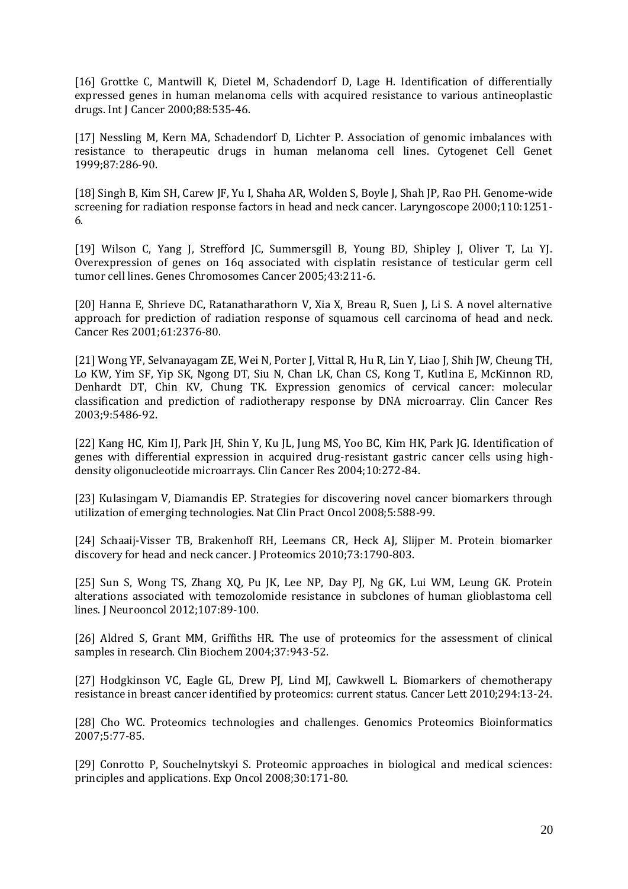[16] Grottke C, Mantwill K, Dietel M, Schadendorf D, Lage H. Identification of differentially expressed genes in human melanoma cells with acquired resistance to various antineoplastic drugs. Int J Cancer 2000;88:535-46.

[17] Nessling M, Kern MA, Schadendorf D, Lichter P. Association of genomic imbalances with resistance to therapeutic drugs in human melanoma cell lines. Cytogenet Cell Genet 1999;87:286-90.

[18] Singh B, Kim SH, Carew JF, Yu I, Shaha AR, Wolden S, Boyle J, Shah JP, Rao PH. Genome-wide screening for radiation response factors in head and neck cancer. Laryngoscope 2000;110:1251-6.

[19] Wilson C, Yang J, Strefford JC, Summersgill B, Young BD, Shipley J, Oliver T, Lu YJ. Overexpression of genes on 16q associated with cisplatin resistance of testicular germ cell tumor cell lines. Genes Chromosomes Cancer 2005;43:211-6.

[20] Hanna E, Shrieve DC, Ratanatharathorn V, Xia X, Breau R, Suen J, Li S. A novel alternative approach for prediction of radiation response of squamous cell carcinoma of head and neck. Cancer Res 2001;61:2376-80.

[21] Wong YF, Selvanayagam ZE, Wei N, Porter J, Vittal R, Hu R, Lin Y, Liao J, Shih JW, Cheung TH, Lo KW, Yim SF, Yip SK, Ngong DT, Siu N, Chan LK, Chan CS, Kong T, Kutlina E, McKinnon RD, Denhardt DT, Chin KV, Chung TK. Expression genomics of cervical cancer: molecular classification and prediction of radiotherapy response by DNA microarray. Clin Cancer Res 2003;9:5486-92.

[22] Kang HC, Kim IJ, Park JH, Shin Y, Ku JL, Jung MS, Yoo BC, Kim HK, Park JG. Identification of genes with differential expression in acquired drug-resistant gastric cancer cells using high-density oligonucleotide microarrays. Clin Cancer Res 2004;10:272-84.

[23] Kulasingam V, Diamandis EP. Strategies for discovering novel cancer biomarkers through utilization of emerging technologies. Nat Clin Pract Oncol 2008;5:588-99.

[24] Schaaij-Visser TB, Brakenhoff RH, Leemans CR, Heck AJ, Slijper M. Protein biomarker discovery for head and neck cancer. J Proteomics 2010;73:1790-803.

[25] Sun S, Wong TS, Zhang XQ, Pu JK, Lee NP, Day PJ, Ng GK, Lui WM, Leung GK. Protein alterations associated with temozolomide resistance in subclones of human glioblastoma cell lines. J Neurooncol 2012;107:89-100.

[26] Aldred S, Grant MM, Griffiths HR. The use of proteomics for the assessment of clinical samples in research. Clin Biochem 2004;37:943-52.

[27] Hodgkinson VC, Eagle GL, Drew PJ, Lind MJ, Cawkwell L. Biomarkers of chemotherapy resistance in breast cancer identified by proteomics: current status. Cancer Lett 2010;294:13-24.

[28] Cho WC. Proteomics technologies and challenges. Genomics Proteomics Bioinformatics 2007;5:77-85.

[29] Conrotto P, Souchelnytskyi S. Proteomic approaches in biological and medical sciences: principles and applications. Exp Oncol 2008;30:171-80.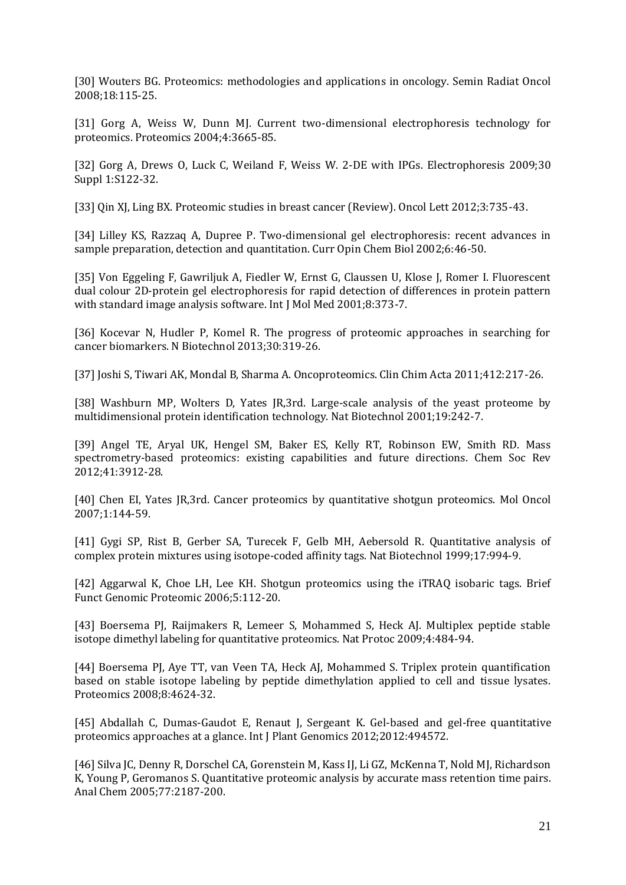[30] Wouters BG. Proteomics: methodologies and applications in oncology. Semin Radiat Oncol 2008;18:115-25.

[31] Gorg A, Weiss W, Dunn MJ. Current two-dimensional electrophoresis technology for proteomics. Proteomics 2004;4:3665-85.

[32] Gorg A, Drews O, Luck C, Weiland F, Weiss W. 2-DE with IPGs. Electrophoresis 2009;30 Suppl 1:S122-32.

[33] Qin XJ, Ling BX. Proteomic studies in breast cancer (Review). Oncol Lett 2012;3:735-43.

[34] Lilley KS, Razzaq A, Dupree P. Two-dimensional gel electrophoresis: recent advances in sample preparation, detection and quantitation. Curr Opin Chem Biol 2002;6:46-50.

[35] Von Eggeling F, Gawriljuk A, Fiedler W, Ernst G, Claussen U, Klose J, Romer I. Fluorescent dual colour 2D-protein gel electrophoresis for rapid detection of differences in protein pattern with standard image analysis software. Int J Mol Med 2001;8:373-7.

[36] Kocevar N, Hudler P, Komel R. The progress of proteomic approaches in searching for cancer biomarkers. N Biotechnol 2013;30:319-26.

[37] Joshi S, Tiwari AK, Mondal B, Sharma A. Oncoproteomics. Clin Chim Acta 2011;412:217-26.

[38] Washburn MP, Wolters D, Yates JR,3rd. Large-scale analysis of the yeast proteome by multidimensional protein identification technology. Nat Biotechnol 2001;19:242-7.

[39] Angel TE, Aryal UK, Hengel SM, Baker ES, Kelly RT, Robinson EW, Smith RD. Mass spectrometry-based proteomics: existing capabilities and future directions. Chem Soc Rev 2012;41:3912-28.

[40] Chen EI, Yates JR,3rd. Cancer proteomics by quantitative shotgun proteomics. Mol Oncol 2007;1:144-59.

[41] Gygi SP, Rist B, Gerber SA, Turecek F, Gelb MH, Aebersold R. Quantitative analysis of complex protein mixtures using isotope-coded affinity tags. Nat Biotechnol 1999;17:994-9.

[42] Aggarwal K, Choe LH, Lee KH. Shotgun proteomics using the iTRAQ isobaric tags. Brief Funct Genomic Proteomic 2006;5:112-20.

[43] Boersema PJ, Raijmakers R, Lemeer S, Mohammed S, Heck AJ. Multiplex peptide stable isotope dimethyl labeling for quantitative proteomics. Nat Protoc 2009;4:484-94.

[44] Boersema PJ, Aye TT, van Veen TA, Heck AJ, Mohammed S. Triplex protein quantification based on stable isotope labeling by peptide dimethylation applied to cell and tissue lysates. Proteomics 2008;8:4624-32.

[45] Abdallah C, Dumas-Gaudot E, Renaut J, Sergeant K. Gel-based and gel-free quantitative proteomics approaches at a glance. Int J Plant Genomics 2012;2012:494572.

[46] Silva JC, Denny R, Dorschel CA, Gorenstein M, Kass IJ, Li GZ, McKenna T, Nold MJ, Richardson K, Young P, Geromanos S. Quantitative proteomic analysis by accurate mass retention time pairs. Anal Chem 2005;77:2187-200.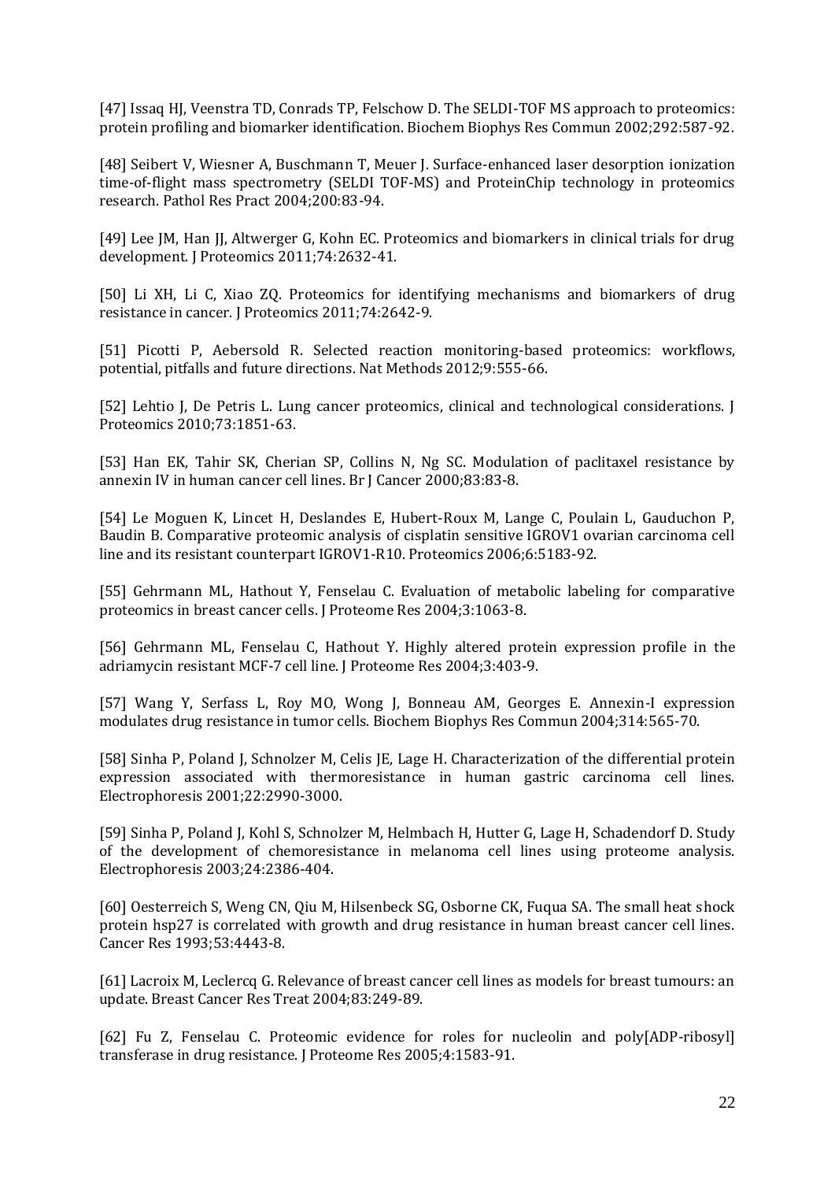[47] Issaq HJ, Veenstra TD, Conrads TP, Felschow D. The SELDI-TOF MS approach to proteomics: protein profiling and biomarker identification. Biochem Biophys Res Commun 2002;292:587-92.

[48] Seibert V, Wiesner A, Buschmann T, Meuer J. Surface-enhanced laser desorption ionization time-of-flight mass spectrometry (SELDI TOF-MS) and ProteinChip technology in proteomics research. Pathol Res Pract 2004;200:83-94.

[49] Lee JM, Han JJ, Altwerger G, Kohn EC. Proteomics and biomarkers in clinical trials for drug development. J Proteomics 2011;74:2632-41.

[50] Li XH, Li C, Xiao ZQ. Proteomics for identifying mechanisms and biomarkers of drug resistance in cancer. J Proteomics 2011;74:2642-9.

[51] Picotti P, Aebersold R. Selected reaction monitoring-based proteomics: workflows, potential, pitfalls and future directions. Nat Methods 2012;9:555-66.

[52] Lehtio J, De Petris L. Lung cancer proteomics, clinical and technological considerations. J Proteomics 2010;73:1851-63.

[53] Han EK, Tahir SK, Cherian SP, Collins N, Ng SC. Modulation of paclitaxel resistance by annexin IV in human cancer cell lines. Br J Cancer 2000;83:83-8.

[54] Le Moguen K, Lincet H, Deslandes E, Hubert-Roux M, Lange C, Poulain L, Gauduchon P, Baudin B. Comparative proteomic analysis of cisplatin sensitive IGROV1 ovarian carcinoma cell line and its resistant counterpart IGROV1-R10. Proteomics 2006;6:5183-92.

[55] Gehrmann ML, Hathout Y, Fenselau C. Evaluation of metabolic labeling for comparative proteomics in breast cancer cells. J Proteome Res 2004;3:1063-8.

[56] Gehrmann ML, Fenselau C, Hathout Y. Highly altered protein expression profile in the adriamycin resistant MCF-7 cell line. J Proteome Res 2004;3:403-9.

[57] Wang Y, Serfass L, Roy MO, Wong J, Bonneau AM, Georges E. Annexin-I expression modulates drug resistance in tumor cells. Biochem Biophys Res Commun 2004;314:565-70.

[58] Sinha P, Poland J, Schnolzer M, Celis JE, Lage H. Characterization of the differential protein expression associated with thermoresistance in human gastric carcinoma cell lines. Electrophoresis 2001;22:2990-3000.

[59] Sinha P, Poland J, Kohl S, Schnolzer M, Helmbach H, Hutter G, Lage H, Schadendorf D. Study of the development of chemoresistance in melanoma cell lines using proteome analysis. Electrophoresis 2003;24:2386-404.

[60] Oesterreich S, Weng CN, Qiu M, Hilsenbeck SG, Osborne CK, Fuqua SA. The small heat shock protein hsp27 is correlated with growth and drug resistance in human breast cancer cell lines. Cancer Res 1993;53:4443-8.

[61] Lacroix M, Leclercq G. Relevance of breast cancer cell lines as models for breast tumours: an update. Breast Cancer Res Treat 2004;83:249-89.

[62] Fu Z, Fenselau C. Proteomic evidence for roles for nucleolin and poly[ADP-ribosyl] transferase in drug resistance. J Proteome Res 2005;4:1583-91.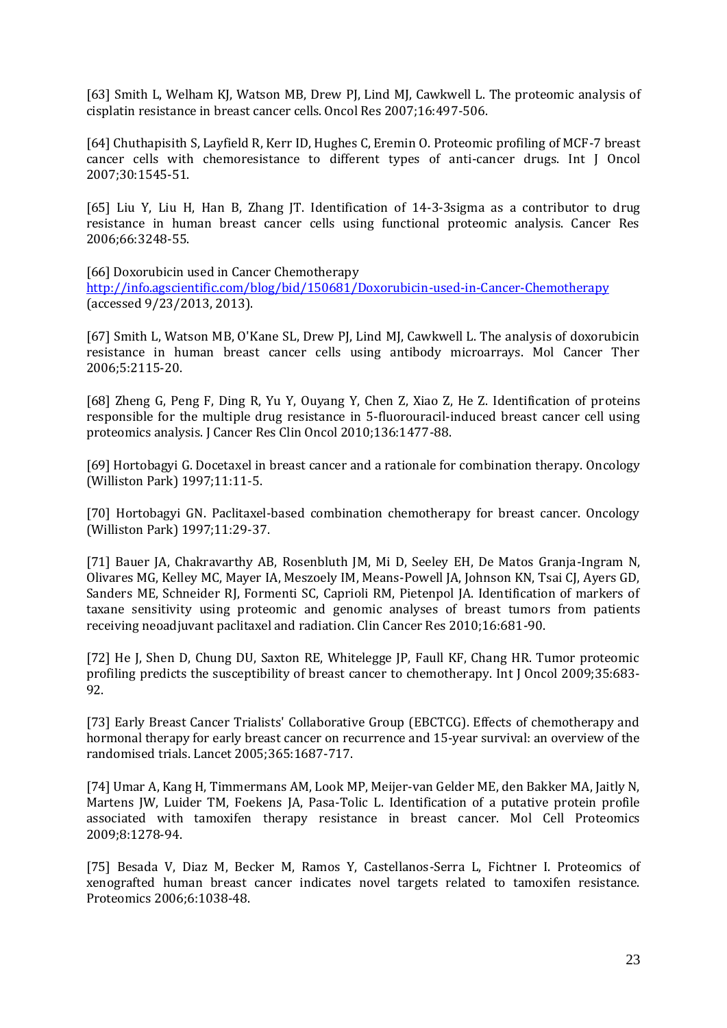[63] Smith L, Welham KJ, Watson MB, Drew PJ, Lind MJ, Cawkwell L. The proteomic analysis of cisplatin resistance in breast cancer cells. Oncol Res 2007;16:497-506.

[64] Chuthapisith S, Layfield R, Kerr ID, Hughes C, Eremin O. Proteomic profiling of MCF-7 breast cancer cells with chemoresistance to different types of anti-cancer drugs. Int J Oncol 2007;30:1545-51.

[65] Liu Y, Liu H, Han B, Zhang JT. Identification of 14-3-3sigma as a contributor to drug resistance in human breast cancer cells using functional proteomic analysis. Cancer Res 2006;66:3248-55.

[66] Doxorubicin used in Cancer Chemotherapy http://info.agscientific.com/blog/bid/150681/Doxorubicin-used-in-Cancer-Chemotherapy (accessed 9/23/2013, 2013).

[67] Smith L, Watson MB, O'Kane SL, Drew PJ, Lind MJ, Cawkwell L. The analysis of doxorubicin resistance in human breast cancer cells using antibody microarrays. Mol Cancer Ther 2006;5:2115-20.

[68] Zheng G, Peng F, Ding R, Yu Y, Ouyang Y, Chen Z, Xiao Z, He Z. Identification of proteins responsible for the multiple drug resistance in 5-fluorouracil-induced breast cancer cell using proteomics analysis. J Cancer Res Clin Oncol 2010;136:1477-88.

[69] Hortobagyi G. Docetaxel in breast cancer and a rationale for combination therapy. Oncology (Williston Park) 1997;11:11-5.

[70] Hortobagyi GN. Paclitaxel-based combination chemotherapy for breast cancer. Oncology (Williston Park) 1997;11:29-37.

[71] Bauer JA, Chakravarthy AB, Rosenbluth JM, Mi D, Seeley EH, De Matos Granja-Ingram N, Olivares MG, Kelley MC, Mayer IA, Meszoely IM, Means-Powell JA, Johnson KN, Tsai CJ, Ayers GD, Sanders ME, Schneider RJ, Formenti SC, Caprioli RM, Pietenpol JA. Identification of markers of taxane sensitivity using proteomic and genomic analyses of breast tumors from patients receiving neoadjuvant paclitaxel and radiation. Clin Cancer Res 2010;16:681-90.

[72] He J, Shen D, Chung DU, Saxton RE, Whitelegge JP, Faull KF, Chang HR. Tumor proteomic profiling predicts the susceptibility of breast cancer to chemotherapy. Int J Oncol 2009;35:683-92.

[73] Early Breast Cancer Trialists' Collaborative Group (EBCTCG). Effects of chemotherapy and hormonal therapy for early breast cancer on recurrence and 15-year survival: an overview of the randomised trials. Lancet 2005;365:1687-717.

[74] Umar A, Kang H, Timmermans AM, Look MP, Meijer-van Gelder ME, den Bakker MA, Jaitly N, Martens JW, Luider TM, Foekens JA, Pasa-Tolic L. Identification of a putative protein profile associated with tamoxifen therapy resistance in breast cancer. Mol Cell Proteomics 2009;8:1278-94.

[75] Besada V, Diaz M, Becker M, Ramos Y, Castellanos-Serra L, Fichtner I. Proteomics of xenografted human breast cancer indicates novel targets related to tamoxifen resistance. Proteomics 2006;6:1038-48.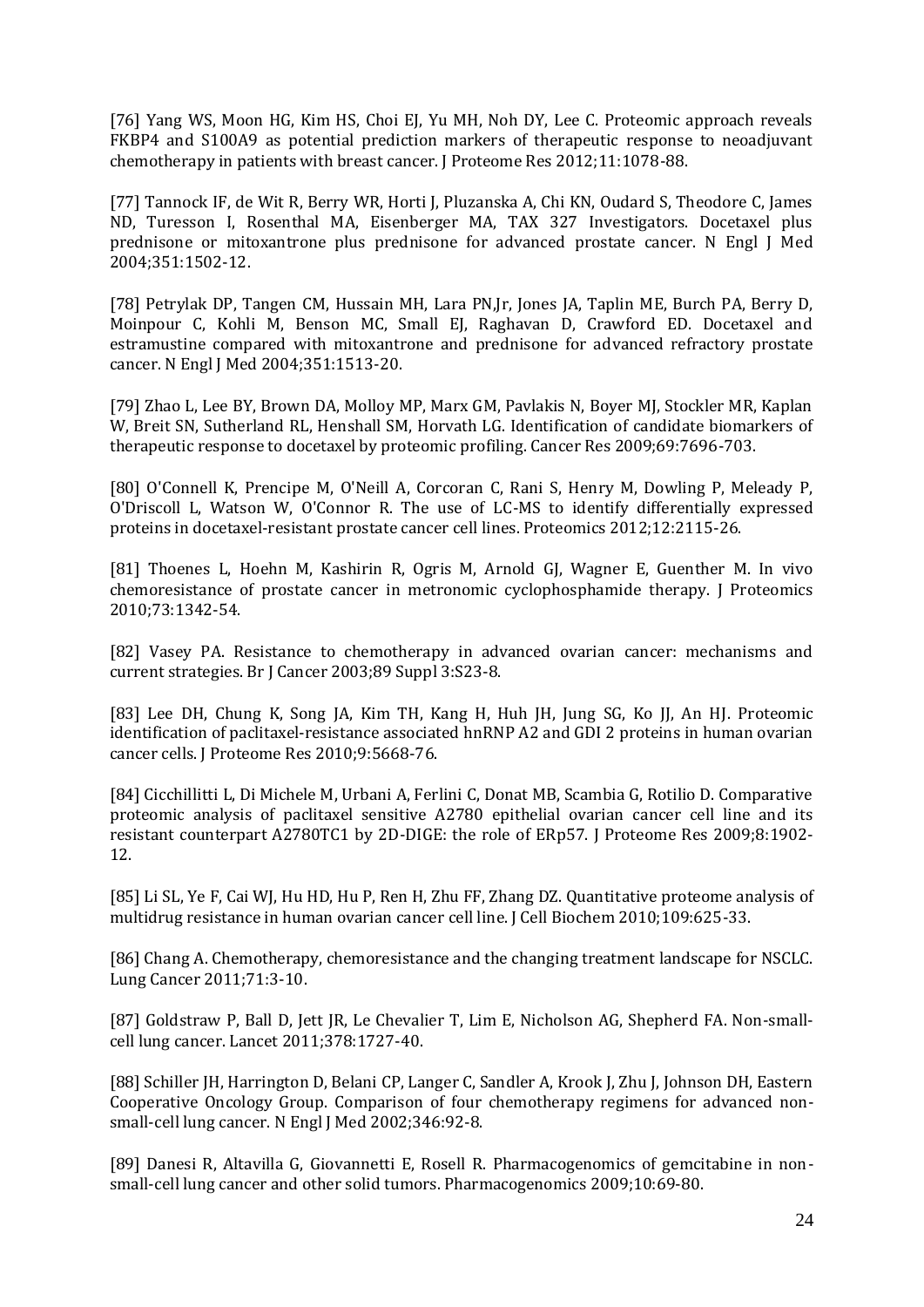[76] Yang WS, Moon HG, Kim HS, Choi EJ, Yu MH, Noh DY, Lee C. Proteomic approach reveals FKBP4 and S100A9 as potential prediction markers of therapeutic response to neoadjuvant chemotherapy in patients with breast cancer. J Proteome Res 2012;11:1078-88.

[77] Tannock IF, de Wit R, Berry WR, Horti J, Pluzanska A, Chi KN, Oudard S, Theodore C, James ND, Turesson I, Rosenthal MA, Eisenberger MA, TAX 327 Investigators. Docetaxel plus prednisone or mitoxantrone plus prednisone for advanced prostate cancer. N Engl J Med 2004;351:1502-12.

[78] Petrylak DP, Tangen CM, Hussain MH, Lara PN,Jr, Jones JA, Taplin ME, Burch PA, Berry D, Moinpour C, Kohli M, Benson MC, Small EJ, Raghavan D, Crawford ED. Docetaxel and estramustine compared with mitoxantrone and prednisone for advanced refractory prostate cancer. N Engl J Med 2004;351:1513-20.

[79] Zhao L, Lee BY, Brown DA, Molloy MP, Marx GM, Pavlakis N, Boyer MJ, Stockler MR, Kaplan W, Breit SN, Sutherland RL, Henshall SM, Horvath LG. Identification of candidate biomarkers of therapeutic response to docetaxel by proteomic profiling. Cancer Res 2009;69:7696-703.

[80] O'Connell K, Prencipe M, O'Neill A, Corcoran C, Rani S, Henry M, Dowling P, Meleady P, O'Driscoll L, Watson W, O'Connor R. The use of LC-MS to identify differentially expressed proteins in docetaxel-resistant prostate cancer cell lines. Proteomics 2012;12:2115-26.

[81] Thoenes L, Hoehn M, Kashirin R, Ogris M, Arnold GJ, Wagner E, Guenther M. In vivo chemoresistance of prostate cancer in metronomic cyclophosphamide therapy. J Proteomics 2010;73:1342-54.

[82] Vasey PA. Resistance to chemotherapy in advanced ovarian cancer: mechanisms and current strategies. Br J Cancer 2003;89 Suppl 3:S23-8.

[83] Lee DH, Chung K, Song JA, Kim TH, Kang H, Huh JH, Jung SG, Ko JJ, An HJ. Proteomic identification of paclitaxel-resistance associated hnRNP A2 and GDI 2 proteins in human ovarian cancer cells. J Proteome Res 2010;9:5668-76.

[84] Cicchillitti L, Di Michele M, Urbani A, Ferlini C, Donat MB, Scambia G, Rotilio D. Comparative proteomic analysis of paclitaxel sensitive A2780 epithelial ovarian cancer cell line and its resistant counterpart A2780TC1 by 2D-DIGE: the role of ERp57. J Proteome Res 2009;8:1902-12.

[85] Li SL, Ye F, Cai WJ, Hu HD, Hu P, Ren H, Zhu FF, Zhang DZ. Quantitative proteome analysis of multidrug resistance in human ovarian cancer cell line. J Cell Biochem 2010;109:625-33.

[86] Chang A. Chemotherapy, chemoresistance and the changing treatment landscape for NSCLC. Lung Cancer 2011;71:3-10.

[87] Goldstraw P, Ball D, Jett JR, Le Chevalier T, Lim E, Nicholson AG, Shepherd FA. Non-small-cell lung cancer. Lancet 2011;378:1727-40.

[88] Schiller JH, Harrington D, Belani CP, Langer C, Sandler A, Krook J, Zhu J, Johnson DH, Eastern Cooperative Oncology Group. Comparison of four chemotherapy regimens for advanced non-small-cell lung cancer. N Engl J Med 2002;346:92-8.

[89] Danesi R, Altavilla G, Giovannetti E, Rosell R. Pharmacogenomics of gemcitabine in non-small-cell lung cancer and other solid tumors. Pharmacogenomics 2009;10:69-80.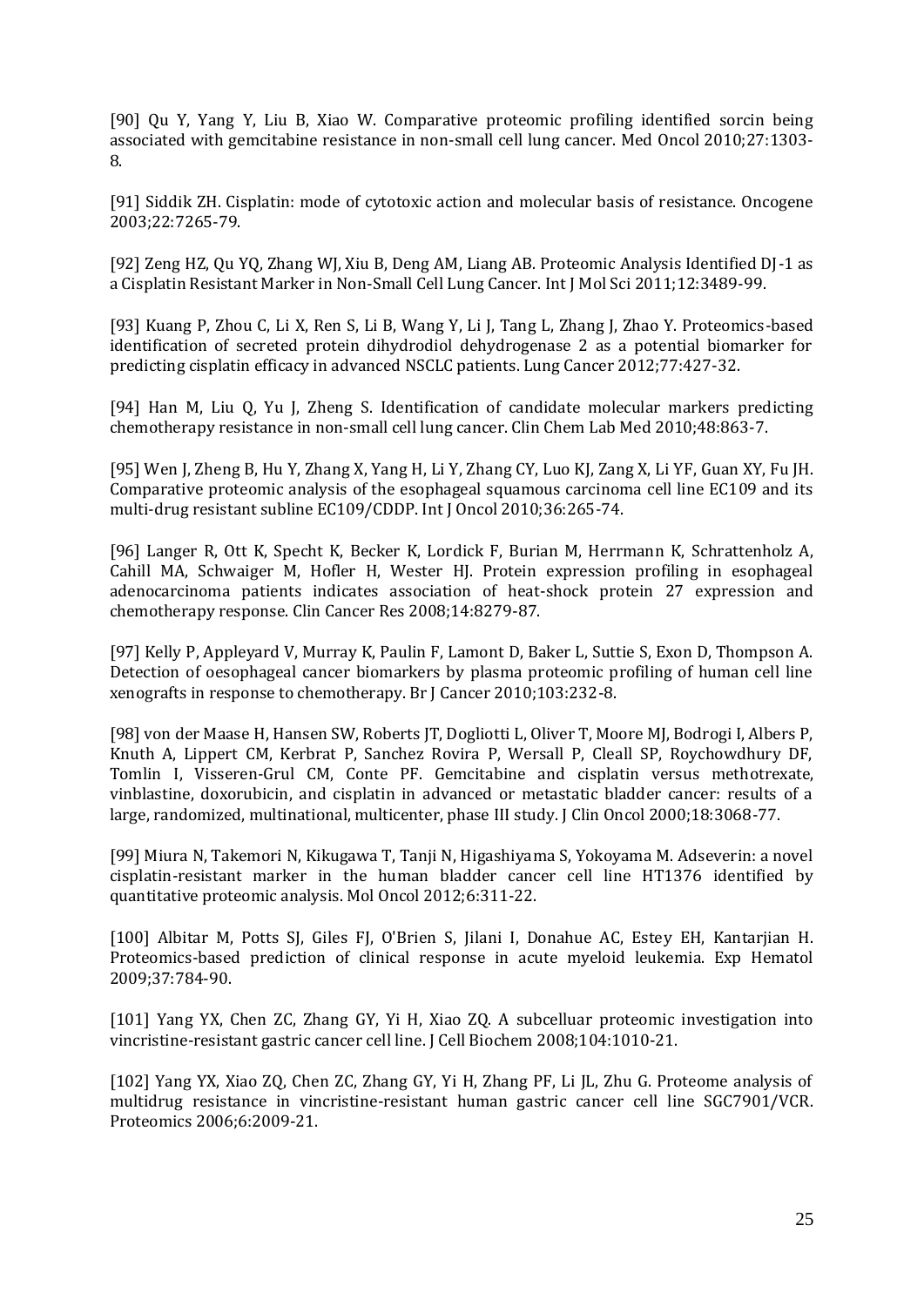[90] Qu Y, Yang Y, Liu B, Xiao W. Comparative proteomic profiling identified sorcin being associated with gemcitabine resistance in non-small cell lung cancer. Med Oncol 2010;27:1303-8.

[91] Siddik ZH. Cisplatin: mode of cytotoxic action and molecular basis of resistance. Oncogene 2003;22:7265-79.

[92] Zeng HZ, Qu YQ, Zhang WJ, Xiu B, Deng AM, Liang AB. Proteomic Analysis Identified DJ-1 as a Cisplatin Resistant Marker in Non-Small Cell Lung Cancer. Int J Mol Sci 2011;12:3489-99.

[93] Kuang P, Zhou C, Li X, Ren S, Li B, Wang Y, Li J, Tang L, Zhang J, Zhao Y. Proteomics-based identification of secreted protein dihydrodiol dehydrogenase 2 as a potential biomarker for predicting cisplatin efficacy in advanced NSCLC patients. Lung Cancer 2012;77:427-32.

[94] Han M, Liu Q, Yu J, Zheng S. Identification of candidate molecular markers predicting chemotherapy resistance in non-small cell lung cancer. Clin Chem Lab Med 2010;48:863-7.

[95] Wen J, Zheng B, Hu Y, Zhang X, Yang H, Li Y, Zhang CY, Luo KJ, Zang X, Li YF, Guan XY, Fu JH. Comparative proteomic analysis of the esophageal squamous carcinoma cell line EC109 and its multi-drug resistant subline EC109/CDDP. Int J Oncol 2010;36:265-74.

[96] Langer R, Ott K, Specht K, Becker K, Lordick F, Burian M, Herrmann K, Schrattenholz A, Cahill MA, Schwaiger M, Hofler H, Wester HJ. Protein expression profiling in esophageal adenocarcinoma patients indicates association of heat-shock protein 27 expression and chemotherapy response. Clin Cancer Res 2008;14:8279-87.

[97] Kelly P, Appleyard V, Murray K, Paulin F, Lamont D, Baker L, Suttie S, Exon D, Thompson A. Detection of oesophageal cancer biomarkers by plasma proteomic profiling of human cell line xenografts in response to chemotherapy. Br J Cancer 2010;103:232-8.

[98] von der Maase H, Hansen SW, Roberts JT, Dogliotti L, Oliver T, Moore MJ, Bodrogi I, Albers P, Knuth A, Lippert CM, Kerbrat P, Sanchez Rovira P, Wersall P, Cleall SP, Roychowdhury DF, Tomlin I, Visseren-Grul CM, Conte PF. Gemcitabine and cisplatin versus methotrexate, vinblastine, doxorubicin, and cisplatin in advanced or metastatic bladder cancer: results of a large, randomized, multinational, multicenter, phase III study. J Clin Oncol 2000;18:3068-77.

[99] Miura N, Takemori N, Kikugawa T, Tanji N, Higashiyama S, Yokoyama M. Adseverin: a novel cisplatin-resistant marker in the human bladder cancer cell line HT1376 identified by quantitative proteomic analysis. Mol Oncol 2012;6:311-22.

[100] Albitar M, Potts SJ, Giles FJ, O'Brien S, Jilani I, Donahue AC, Estey EH, Kantarjian H. Proteomics-based prediction of clinical response in acute myeloid leukemia. Exp Hematol 2009;37:784-90.

[101] Yang YX, Chen ZC, Zhang GY, Yi H, Xiao ZQ. A subcelluar proteomic investigation into vincristine-resistant gastric cancer cell line. J Cell Biochem 2008;104:1010-21.

[102] Yang YX, Xiao ZQ, Chen ZC, Zhang GY, Yi H, Zhang PF, Li JL, Zhu G. Proteome analysis of multidrug resistance in vincristine-resistant human gastric cancer cell line SGC7901/VCR. Proteomics 2006;6:2009-21.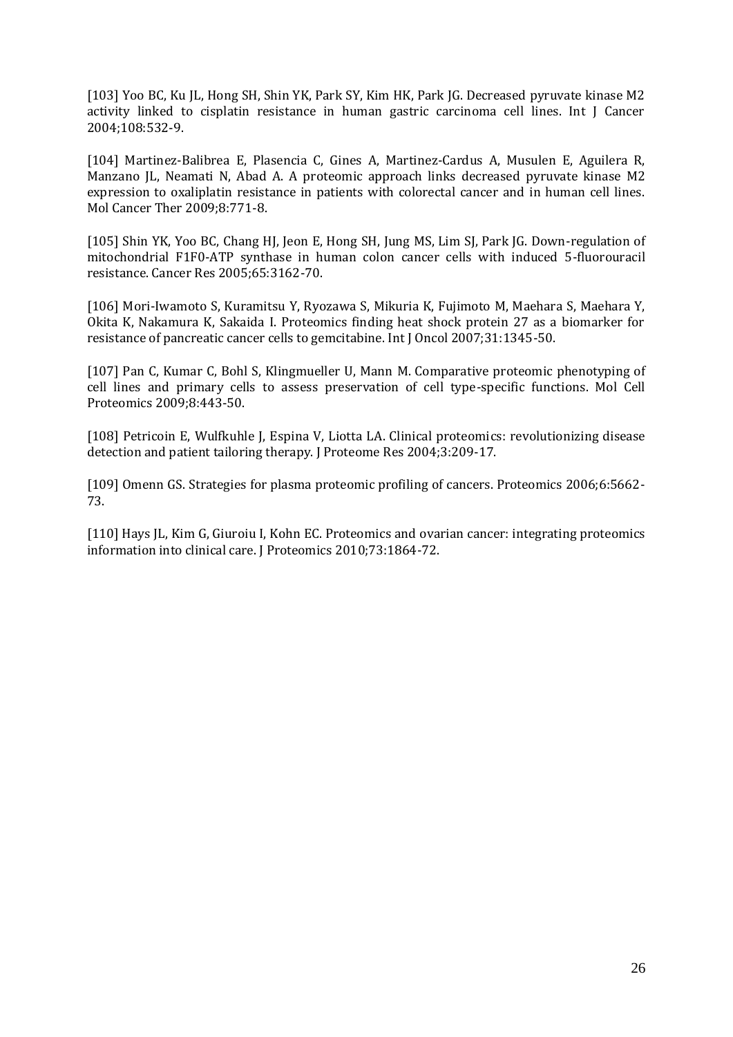[103] Yoo BC, Ku JL, Hong SH, Shin YK, Park SY, Kim HK, Park JG. Decreased pyruvate kinase M2 activity linked to cisplatin resistance in human gastric carcinoma cell lines. Int J Cancer 2004;108:532-9.

[104] Martinez-Balibrea E, Plasencia C, Gines A, Martinez-Cardus A, Musulen E, Aguilera R, Manzano JL, Neamati N, Abad A. A proteomic approach links decreased pyruvate kinase M2 expression to oxaliplatin resistance in patients with colorectal cancer and in human cell lines. Mol Cancer Ther 2009;8:771-8.

[105] Shin YK, Yoo BC, Chang HJ, Jeon E, Hong SH, Jung MS, Lim SJ, Park JG. Down-regulation of mitochondrial F1F0-ATP synthase in human colon cancer cells with induced 5-fluorouracil resistance. Cancer Res 2005;65:3162-70.

[106] Mori-Iwamoto S, Kuramitsu Y, Ryozawa S, Mikuria K, Fujimoto M, Maehara S, Maehara Y, Okita K, Nakamura K, Sakaida I. Proteomics finding heat shock protein 27 as a biomarker for resistance of pancreatic cancer cells to gemcitabine. Int J Oncol 2007;31:1345-50.

[107] Pan C, Kumar C, Bohl S, Klingmueller U, Mann M. Comparative proteomic phenotyping of cell lines and primary cells to assess preservation of cell type-specific functions. Mol Cell Proteomics 2009;8:443-50.

[108] Petricoin E, Wulfkuhle J, Espina V, Liotta LA. Clinical proteomics: revolutionizing disease detection and patient tailoring therapy. J Proteome Res 2004;3:209-17.

[109] Omenn GS. Strategies for plasma proteomic profiling of cancers. Proteomics 2006;6:5662-73.

[110] Hays JL, Kim G, Giuroiu I, Kohn EC. Proteomics and ovarian cancer: integrating proteomics information into clinical care. J Proteomics 2010;73:1864-72.